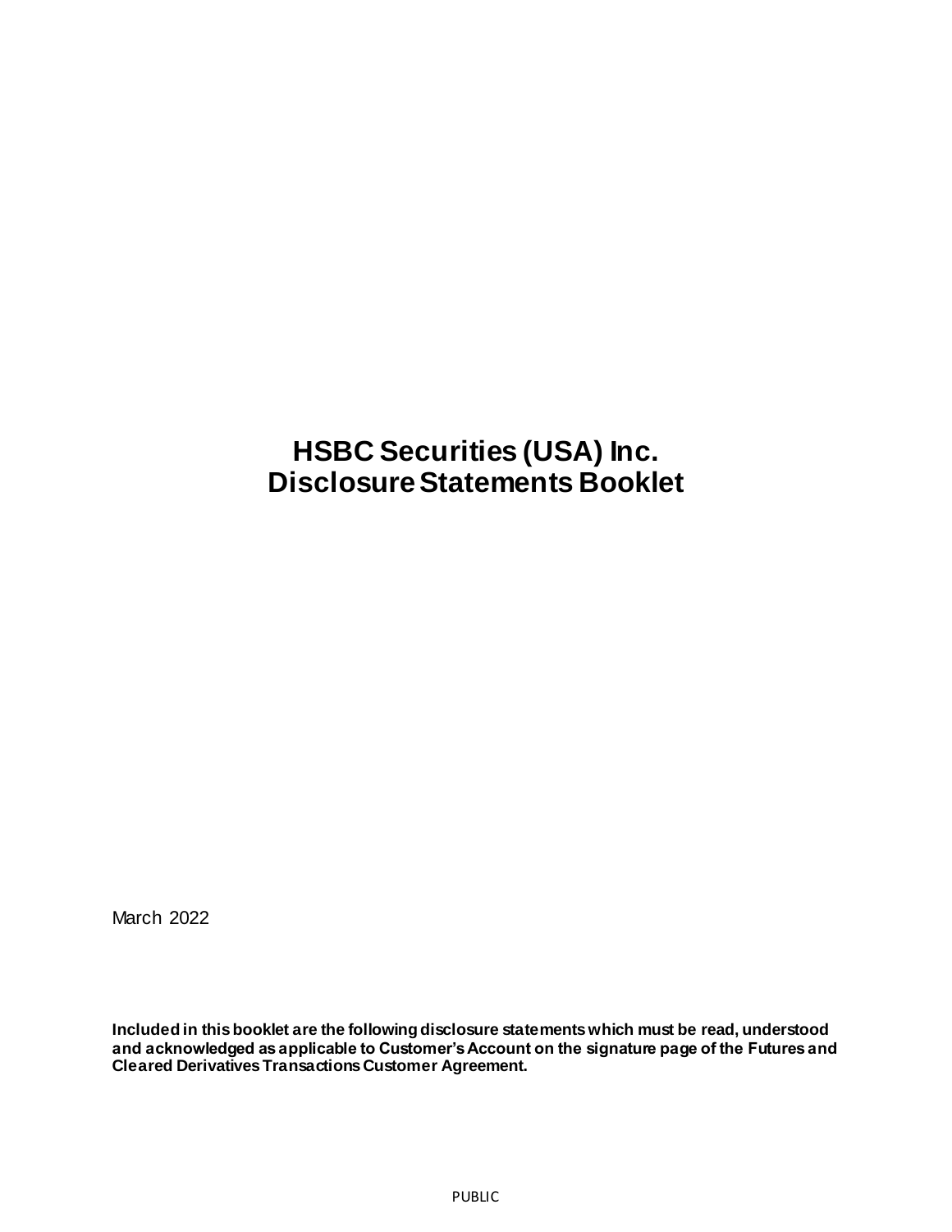# HSBC Securities (USA) Inc.
# Disclosure Statements Booklet

March 2022

**Included in this booklet are the following disclosure statements which must be read, understood and acknowledged as applicable to Customer's Account on the signature page of the Futures and Cleared Derivatives Transactions Customer Agreement.**

PUBLIC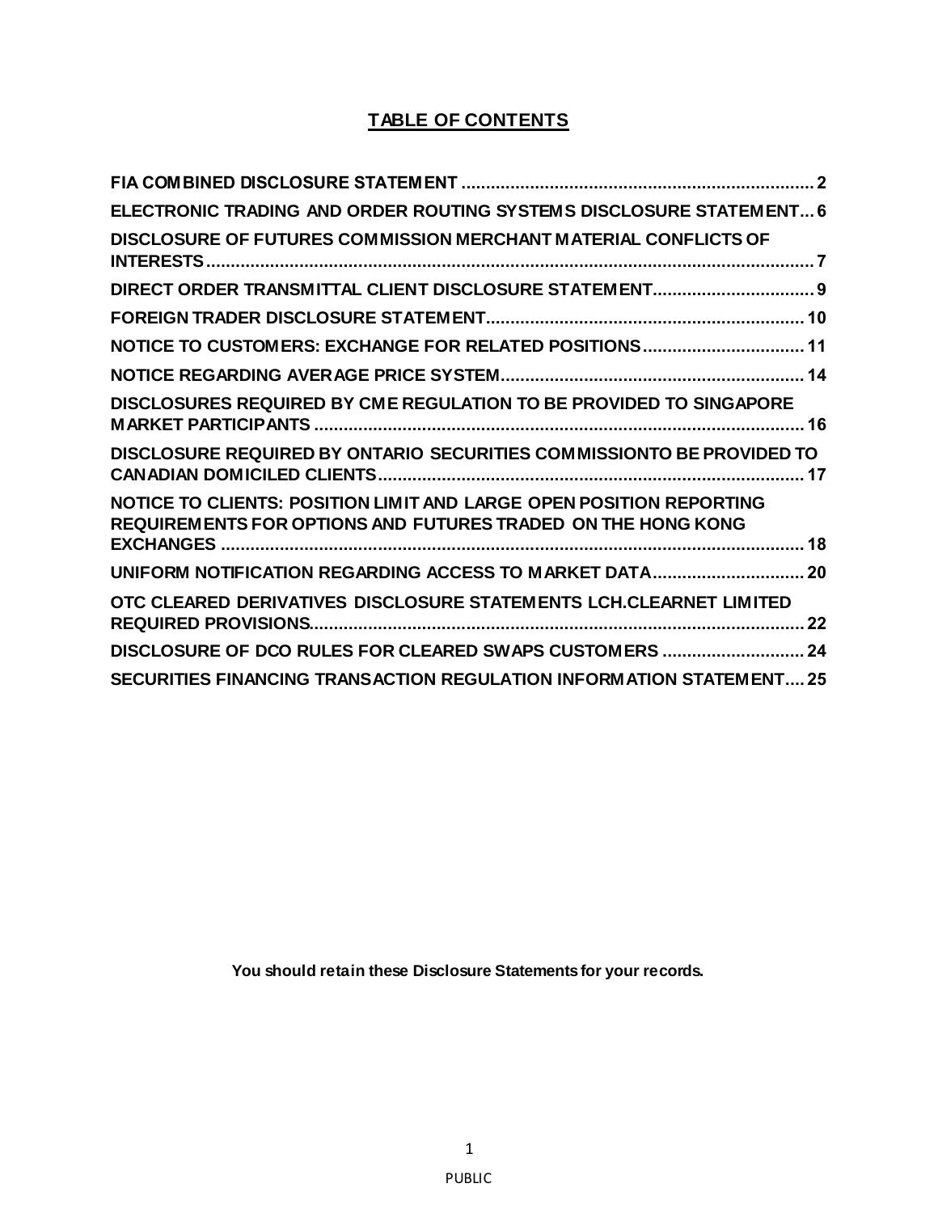# TABLE OF CONTENTS

- **FIA COMBINED DISCLOSURE STATEMENT** ........................................................................ 2
- **ELECTRONIC TRADING AND ORDER ROUTING SYSTEMS DISCLOSURE STATEMENT** ... 6
- **DISCLOSURE OF FUTURES COMMISSION MERCHANT MATERIAL CONFLICTS OF INTERESTS** ........................................................................................................................ 7
- **DIRECT ORDER TRANSMITTAL CLIENT DISCLOSURE STATEMENT** ................................. 9
- **FOREIGN TRADER DISCLOSURE STATEMENT** ................................................................ 10
- **NOTICE TO CUSTOMERS: EXCHANGE FOR RELATED POSITIONS** ................................. 11
- **NOTICE REGARDING AVERAGE PRICE SYSTEM** ............................................................. 14
- **DISCLOSURES REQUIRED BY CME REGULATION TO BE PROVIDED TO SINGAPORE MARKET PARTICIPANTS** .................................................................................................... 16
- **DISCLOSURE REQUIRED BY ONTARIO SECURITIES COMMISSIONTO BE PROVIDED TO CANADIAN DOMICILED CLIENTS** ...................................................................................... 17
- **NOTICE TO CLIENTS: POSITION LIMIT AND LARGE OPEN POSITION REPORTING REQUIREMENTS FOR OPTIONS AND FUTURES TRADED ON THE HONG KONG EXCHANGES** ..................................................................................................................... 18
- **UNIFORM NOTIFICATION REGARDING ACCESS TO MARKET DATA** ............................... 20
- **OTC CLEARED DERIVATIVES DISCLOSURE STATEMENTS LCH.CLEARNET LIMITED REQUIRED PROVISIONS** ................................................................................................... 22
- **DISCLOSURE OF DCO RULES FOR CLEARED SWAPS CUSTOMERS** ............................. 24
- **SECURITIES FINANCING TRANSACTION REGULATION INFORMATION STATEMENT** .... 25

**You should retain these Disclosure Statements for your records.**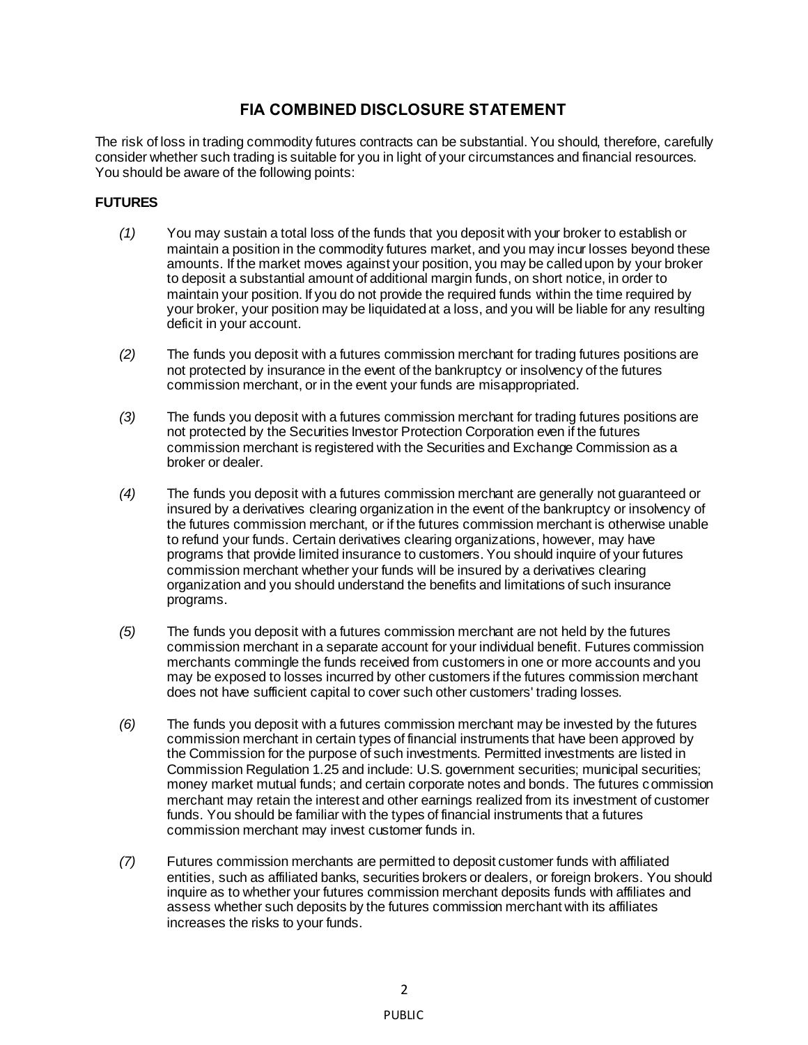# FIA COMBINED DISCLOSURE STATEMENT

The risk of loss in trading commodity futures contracts can be substantial. You should, therefore, carefully consider whether such trading is suitable for you in light of your circumstances and financial resources. You should be aware of the following points:

## FUTURES

*(1)* You may sustain a total loss of the funds that you deposit with your broker to establish or maintain a position in the commodity futures market, and you may incur losses beyond these amounts. If the market moves against your position, you may be called upon by your broker to deposit a substantial amount of additional margin funds, on short notice, in order to maintain your position. If you do not provide the required funds within the time required by your broker, your position may be liquidated at a loss, and you will be liable for any resulting deficit in your account.

*(2)* The funds you deposit with a futures commission merchant for trading futures positions are not protected by insurance in the event of the bankruptcy or insolvency of the futures commission merchant, or in the event your funds are misappropriated.

*(3)* The funds you deposit with a futures commission merchant for trading futures positions are not protected by the Securities Investor Protection Corporation even if the futures commission merchant is registered with the Securities and Exchange Commission as a broker or dealer.

*(4)* The funds you deposit with a futures commission merchant are generally not guaranteed or insured by a derivatives clearing organization in the event of the bankruptcy or insolvency of the futures commission merchant, or if the futures commission merchant is otherwise unable to refund your funds. Certain derivatives clearing organizations, however, may have programs that provide limited insurance to customers. You should inquire of your futures commission merchant whether your funds will be insured by a derivatives clearing organization and you should understand the benefits and limitations of such insurance programs.

*(5)* The funds you deposit with a futures commission merchant are not held by the futures commission merchant in a separate account for your individual benefit. Futures commission merchants commingle the funds received from customers in one or more accounts and you may be exposed to losses incurred by other customers if the futures commission merchant does not have sufficient capital to cover such other customers' trading losses.

*(6)* The funds you deposit with a futures commission merchant may be invested by the futures commission merchant in certain types of financial instruments that have been approved by the Commission for the purpose of such investments. Permitted investments are listed in Commission Regulation 1.25 and include: U.S. government securities; municipal securities; money market mutual funds; and certain corporate notes and bonds. The futures commission merchant may retain the interest and other earnings realized from its investment of customer funds. You should be familiar with the types of financial instruments that a futures commission merchant may invest customer funds in.

*(7)* Futures commission merchants are permitted to deposit customer funds with affiliated entities, such as affiliated banks, securities brokers or dealers, or foreign brokers. You should inquire as to whether your futures commission merchant deposits funds with affiliates and assess whether such deposits by the futures commission merchant with its affiliates increases the risks to your funds.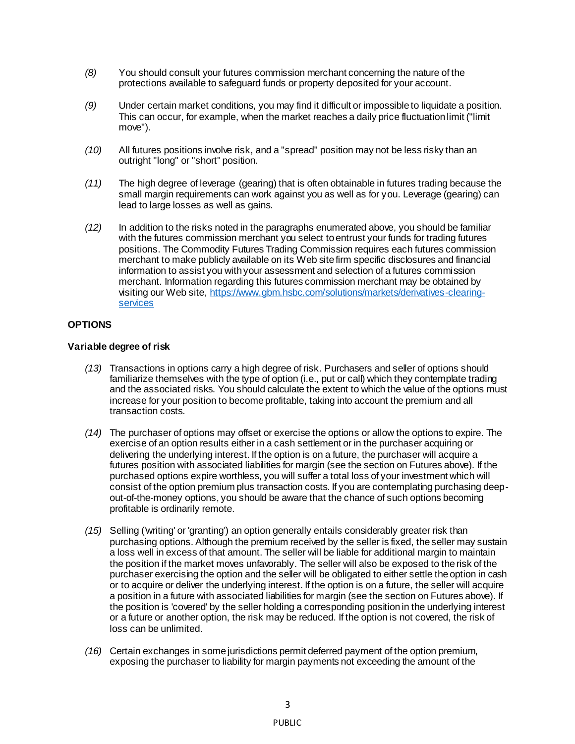*(8)* You should consult your futures commission merchant concerning the nature of the protections available to safeguard funds or property deposited for your account.

*(9)* Under certain market conditions, you may find it difficult or impossible to liquidate a position. This can occur, for example, when the market reaches a daily price fluctuation limit ("limit move").

*(10)* All futures positions involve risk, and a "spread" position may not be less risky than an outright "long" or "short" position.

*(11)* The high degree of leverage (gearing) that is often obtainable in futures trading because the small margin requirements can work against you as well as for you. Leverage (gearing) can lead to large losses as well as gains.

*(12)* In addition to the risks noted in the paragraphs enumerated above, you should be familiar with the futures commission merchant you select to entrust your funds for trading futures positions. The Commodity Futures Trading Commission requires each futures commission merchant to make publicly available on its Web site firm specific disclosures and financial information to assist you with your assessment and selection of a futures commission merchant. Information regarding this futures commission merchant may be obtained by visiting our Web site, [https://www.gbm.hsbc.com/solutions/markets/derivatives-clearing-services](https://www.gbm.hsbc.com/solutions/markets/derivatives-clearing-services)

**OPTIONS**

**Variable degree of risk**

*(13)* Transactions in options carry a high degree of risk. Purchasers and seller of options should familiarize themselves with the type of option (i.e., put or call) which they contemplate trading and the associated risks. You should calculate the extent to which the value of the options must increase for your position to become profitable, taking into account the premium and all transaction costs.

*(14)* The purchaser of options may offset or exercise the options or allow the options to expire. The exercise of an option results either in a cash settlement or in the purchaser acquiring or delivering the underlying interest. If the option is on a future, the purchaser will acquire a futures position with associated liabilities for margin (see the section on Futures above). If the purchased options expire worthless, you will suffer a total loss of your investment which will consist of the option premium plus transaction costs. If you are contemplating purchasing deep-out-of-the-money options, you should be aware that the chance of such options becoming profitable is ordinarily remote.

*(15)* Selling ('writing' or 'granting') an option generally entails considerably greater risk than purchasing options. Although the premium received by the seller is fixed, the seller may sustain a loss well in excess of that amount. The seller will be liable for additional margin to maintain the position if the market moves unfavorably. The seller will also be exposed to the risk of the purchaser exercising the option and the seller will be obligated to either settle the option in cash or to acquire or deliver the underlying interest. If the option is on a future, the seller will acquire a position in a future with associated liabilities for margin (see the section on Futures above). If the position is 'covered' by the seller holding a corresponding position in the underlying interest or a future or another option, the risk may be reduced. If the option is not covered, the risk of loss can be unlimited.

*(16)* Certain exchanges in some jurisdictions permit deferred payment of the option premium, exposing the purchaser to liability for margin payments not exceeding the amount of the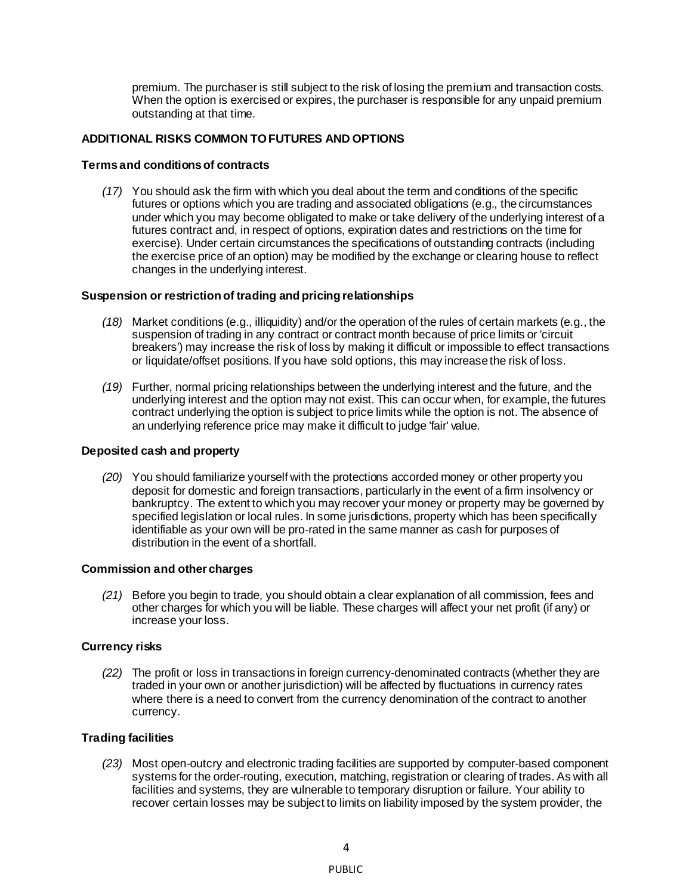premium. The purchaser is still subject to the risk of losing the premium and transaction costs. When the option is exercised or expires, the purchaser is responsible for any unpaid premium outstanding at that time.

## ADDITIONAL RISKS COMMON TO FUTURES AND OPTIONS

### Terms and conditions of contracts

*(17)* You should ask the firm with which you deal about the term and conditions of the specific futures or options which you are trading and associated obligations (e.g., the circumstances under which you may become obligated to make or take delivery of the underlying interest of a futures contract and, in respect of options, expiration dates and restrictions on the time for exercise). Under certain circumstances the specifications of outstanding contracts (including the exercise price of an option) may be modified by the exchange or clearing house to reflect changes in the underlying interest.

### Suspension or restriction of trading and pricing relationships

*(18)* Market conditions (e.g., illiquidity) and/or the operation of the rules of certain markets (e.g., the suspension of trading in any contract or contract month because of price limits or 'circuit breakers') may increase the risk of loss by making it difficult or impossible to effect transactions or liquidate/offset positions. If you have sold options, this may increase the risk of loss.

*(19)* Further, normal pricing relationships between the underlying interest and the future, and the underlying interest and the option may not exist. This can occur when, for example, the futures contract underlying the option is subject to price limits while the option is not. The absence of an underlying reference price may make it difficult to judge 'fair' value.

### Deposited cash and property

*(20)* You should familiarize yourself with the protections accorded money or other property you deposit for domestic and foreign transactions, particularly in the event of a firm insolvency or bankruptcy. The extent to which you may recover your money or property may be governed by specified legislation or local rules. In some jurisdictions, property which has been specifically identifiable as your own will be pro-rated in the same manner as cash for purposes of distribution in the event of a shortfall.

### Commission and other charges

*(21)* Before you begin to trade, you should obtain a clear explanation of all commission, fees and other charges for which you will be liable. These charges will affect your net profit (if any) or increase your loss.

### Currency risks

*(22)* The profit or loss in transactions in foreign currency-denominated contracts (whether they are traded in your own or another jurisdiction) will be affected by fluctuations in currency rates where there is a need to convert from the currency denomination of the contract to another currency.

### Trading facilities

*(23)* Most open-outcry and electronic trading facilities are supported by computer-based component systems for the order-routing, execution, matching, registration or clearing of trades. As with all facilities and systems, they are vulnerable to temporary disruption or failure. Your ability to recover certain losses may be subject to limits on liability imposed by the system provider, the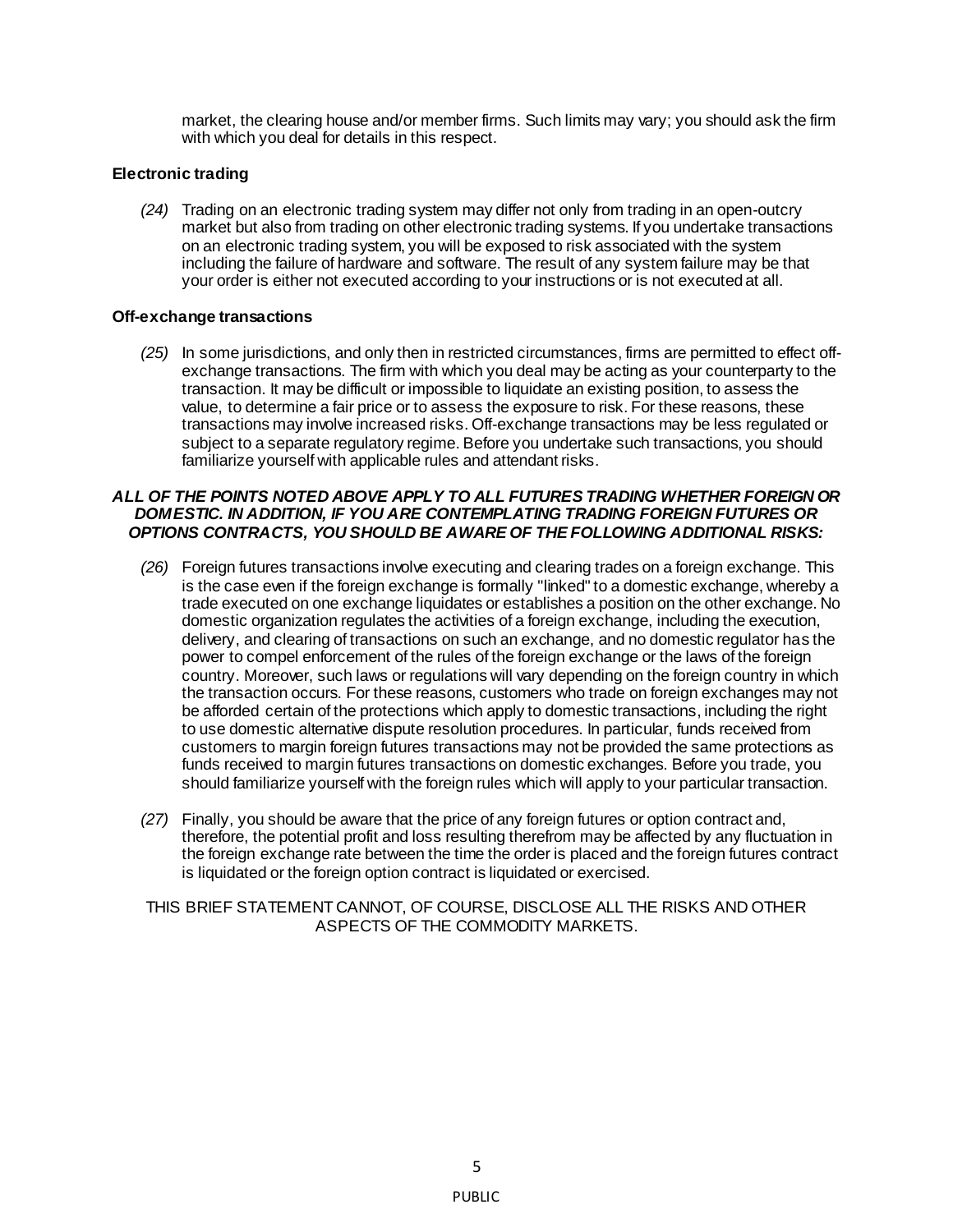market, the clearing house and/or member firms. Such limits may vary; you should ask the firm with which you deal for details in this respect.

**Electronic trading**

*(24)* Trading on an electronic trading system may differ not only from trading in an open-outcry market but also from trading on other electronic trading systems. If you undertake transactions on an electronic trading system, you will be exposed to risk associated with the system including the failure of hardware and software. The result of any system failure may be that your order is either not executed according to your instructions or is not executed at all.

**Off-exchange transactions**

*(25)* In some jurisdictions, and only then in restricted circumstances, firms are permitted to effect off-exchange transactions. The firm with which you deal may be acting as your counterparty to the transaction. It may be difficult or impossible to liquidate an existing position, to assess the value, to determine a fair price or to assess the exposure to risk. For these reasons, these transactions may involve increased risks. Off-exchange transactions may be less regulated or subject to a separate regulatory regime. Before you undertake such transactions, you should familiarize yourself with applicable rules and attendant risks.

***ALL OF THE POINTS NOTED ABOVE APPLY TO ALL FUTURES TRADING WHETHER FOREIGN OR DOMESTIC. IN ADDITION, IF YOU ARE CONTEMPLATING TRADING FOREIGN FUTURES OR OPTIONS CONTRACTS, YOU SHOULD BE AWARE OF THE FOLLOWING ADDITIONAL RISKS:***

*(26)* Foreign futures transactions involve executing and clearing trades on a foreign exchange. This is the case even if the foreign exchange is formally "linked" to a domestic exchange, whereby a trade executed on one exchange liquidates or establishes a position on the other exchange. No domestic organization regulates the activities of a foreign exchange, including the execution, delivery, and clearing of transactions on such an exchange, and no domestic regulator has the power to compel enforcement of the rules of the foreign exchange or the laws of the foreign country. Moreover, such laws or regulations will vary depending on the foreign country in which the transaction occurs. For these reasons, customers who trade on foreign exchanges may not be afforded certain of the protections which apply to domestic transactions, including the right to use domestic alternative dispute resolution procedures. In particular, funds received from customers to margin foreign futures transactions may not be provided the same protections as funds received to margin futures transactions on domestic exchanges. Before you trade, you should familiarize yourself with the foreign rules which will apply to your particular transaction.

*(27)* Finally, you should be aware that the price of any foreign futures or option contract and, therefore, the potential profit and loss resulting therefrom may be affected by any fluctuation in the foreign exchange rate between the time the order is placed and the foreign futures contract is liquidated or the foreign option contract is liquidated or exercised.

THIS BRIEF STATEMENT CANNOT, OF COURSE, DISCLOSE ALL THE RISKS AND OTHER ASPECTS OF THE COMMODITY MARKETS.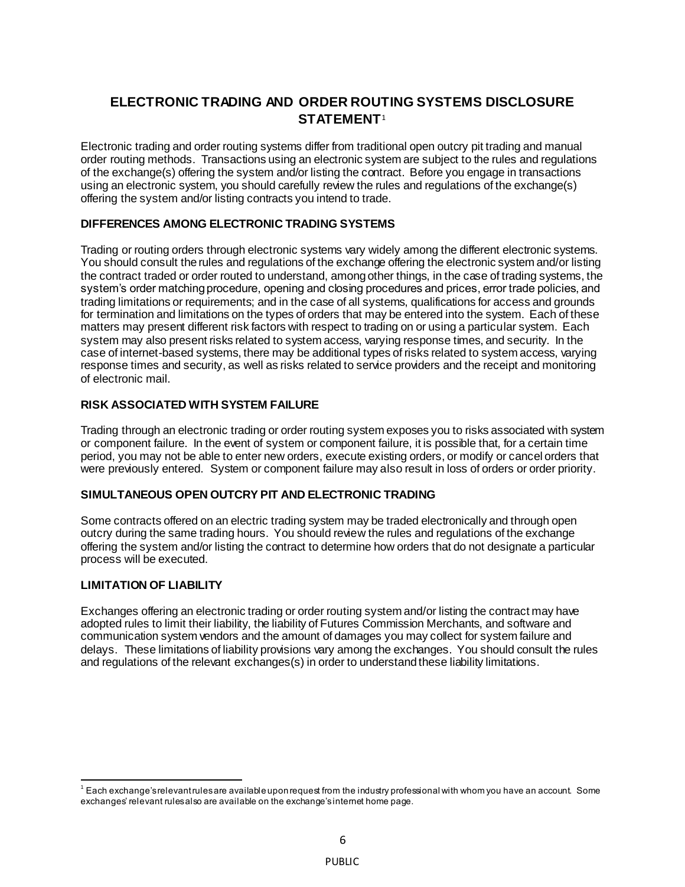# ELECTRONIC TRADING AND ORDER ROUTING SYSTEMS DISCLOSURE STATEMENT[1]

Electronic trading and order routing systems differ from traditional open outcry pit trading and manual order routing methods. Transactions using an electronic system are subject to the rules and regulations of the exchange(s) offering the system and/or listing the contract. Before you engage in transactions using an electronic system, you should carefully review the rules and regulations of the exchange(s) offering the system and/or listing contracts you intend to trade.

## DIFFERENCES AMONG ELECTRONIC TRADING SYSTEMS

Trading or routing orders through electronic systems vary widely among the different electronic systems. You should consult the rules and regulations of the exchange offering the electronic system and/or listing the contract traded or order routed to understand, among other things, in the case of trading systems, the system's order matching procedure, opening and closing procedures and prices, error trade policies, and trading limitations or requirements; and in the case of all systems, qualifications for access and grounds for termination and limitations on the types of orders that may be entered into the system. Each of these matters may present different risk factors with respect to trading on or using a particular system. Each system may also present risks related to system access, varying response times, and security. In the case of internet-based systems, there may be additional types of risks related to system access, varying response times and security, as well as risks related to service providers and the receipt and monitoring of electronic mail.

## RISK ASSOCIATED WITH SYSTEM FAILURE

Trading through an electronic trading or order routing system exposes you to risks associated with system or component failure. In the event of system or component failure, it is possible that, for a certain time period, you may not be able to enter new orders, execute existing orders, or modify or cancel orders that were previously entered. System or component failure may also result in loss of orders or order priority.

## SIMULTANEOUS OPEN OUTCRY PIT AND ELECTRONIC TRADING

Some contracts offered on an electric trading system may be traded electronically and through open outcry during the same trading hours. You should review the rules and regulations of the exchange offering the system and/or listing the contract to determine how orders that do not designate a particular process will be executed.

## LIMITATION OF LIABILITY

Exchanges offering an electronic trading or order routing system and/or listing the contract may have adopted rules to limit their liability, the liability of Futures Commission Merchants, and software and communication system vendors and the amount of damages you may collect for system failure and delays. These limitations of liability provisions vary among the exchanges. You should consult the rules and regulations of the relevant exchanges(s) in order to understand these liability limitations.

---

[1] Each exchange's relevant rules are available upon request from the industry professional with whom you have an account. Some exchanges' relevant rules also are available on the exchange's internet home page.

PUBLIC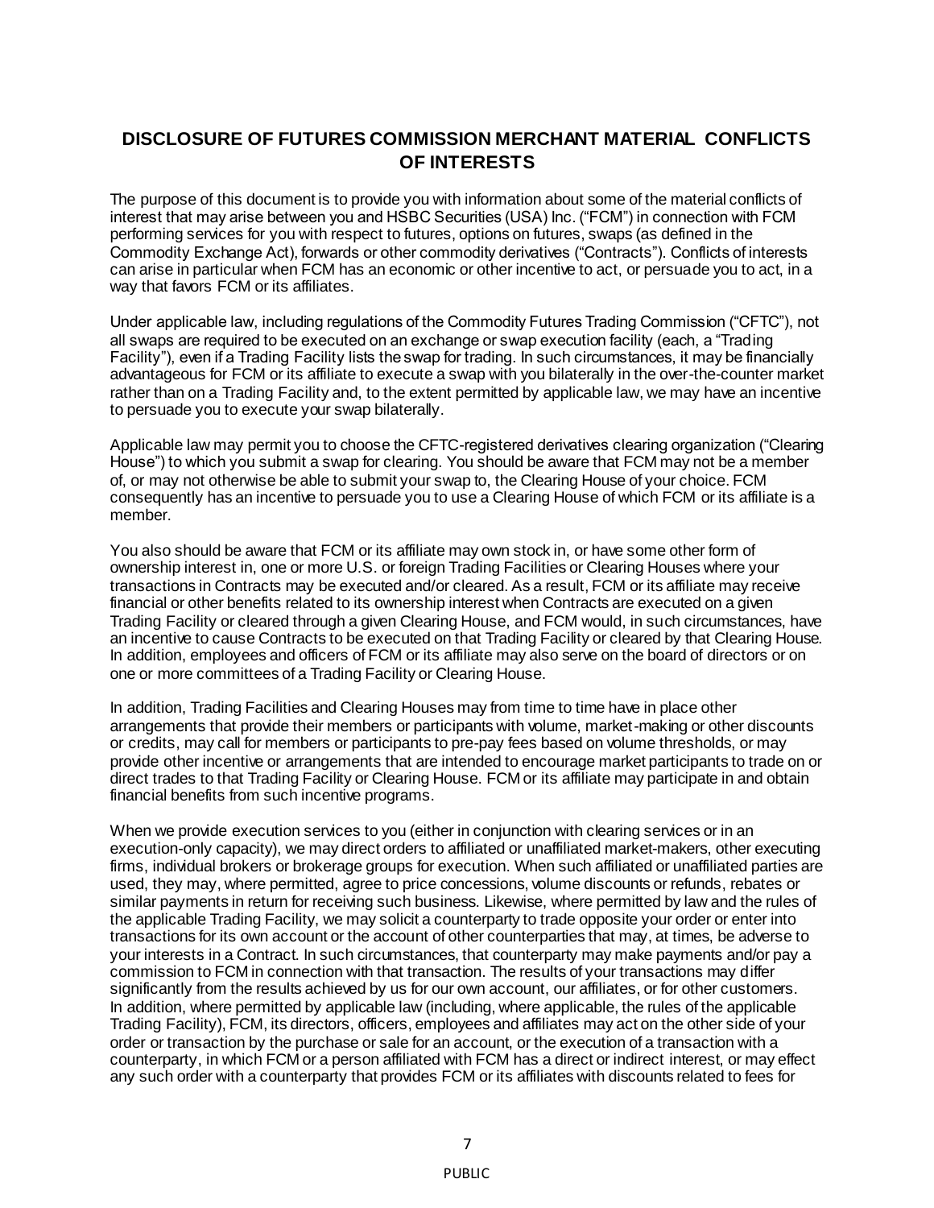## DISCLOSURE OF FUTURES COMMISSION MERCHANT MATERIAL CONFLICTS OF INTERESTS

The purpose of this document is to provide you with information about some of the material conflicts of interest that may arise between you and HSBC Securities (USA) Inc. ("FCM") in connection with FCM performing services for you with respect to futures, options on futures, swaps (as defined in the Commodity Exchange Act), forwards or other commodity derivatives ("Contracts"). Conflicts of interests can arise in particular when FCM has an economic or other incentive to act, or persuade you to act, in a way that favors FCM or its affiliates.

Under applicable law, including regulations of the Commodity Futures Trading Commission ("CFTC"), not all swaps are required to be executed on an exchange or swap execution facility (each, a "Trading Facility"), even if a Trading Facility lists the swap for trading. In such circumstances, it may be financially advantageous for FCM or its affiliate to execute a swap with you bilaterally in the over-the-counter market rather than on a Trading Facility and, to the extent permitted by applicable law, we may have an incentive to persuade you to execute your swap bilaterally.

Applicable law may permit you to choose the CFTC-registered derivatives clearing organization ("Clearing House") to which you submit a swap for clearing. You should be aware that FCM may not be a member of, or may not otherwise be able to submit your swap to, the Clearing House of your choice. FCM consequently has an incentive to persuade you to use a Clearing House of which FCM or its affiliate is a member.

You also should be aware that FCM or its affiliate may own stock in, or have some other form of ownership interest in, one or more U.S. or foreign Trading Facilities or Clearing Houses where your transactions in Contracts may be executed and/or cleared. As a result, FCM or its affiliate may receive financial or other benefits related to its ownership interest when Contracts are executed on a given Trading Facility or cleared through a given Clearing House, and FCM would, in such circumstances, have an incentive to cause Contracts to be executed on that Trading Facility or cleared by that Clearing House. In addition, employees and officers of FCM or its affiliate may also serve on the board of directors or on one or more committees of a Trading Facility or Clearing House.

In addition, Trading Facilities and Clearing Houses may from time to time have in place other arrangements that provide their members or participants with volume, market-making or other discounts or credits, may call for members or participants to pre-pay fees based on volume thresholds, or may provide other incentive or arrangements that are intended to encourage market participants to trade on or direct trades to that Trading Facility or Clearing House. FCM or its affiliate may participate in and obtain financial benefits from such incentive programs.

When we provide execution services to you (either in conjunction with clearing services or in an execution-only capacity), we may direct orders to affiliated or unaffiliated market-makers, other executing firms, individual brokers or brokerage groups for execution. When such affiliated or unaffiliated parties are used, they may, where permitted, agree to price concessions, volume discounts or refunds, rebates or similar payments in return for receiving such business. Likewise, where permitted by law and the rules of the applicable Trading Facility, we may solicit a counterparty to trade opposite your order or enter into transactions for its own account or the account of other counterparties that may, at times, be adverse to your interests in a Contract. In such circumstances, that counterparty may make payments and/or pay a commission to FCM in connection with that transaction. The results of your transactions may differ significantly from the results achieved by us for our own account, our affiliates, or for other customers. In addition, where permitted by applicable law (including, where applicable, the rules of the applicable Trading Facility), FCM, its directors, officers, employees and affiliates may act on the other side of your order or transaction by the purchase or sale for an account, or the execution of a transaction with a counterparty, in which FCM or a person affiliated with FCM has a direct or indirect interest, or may effect any such order with a counterparty that provides FCM or its affiliates with discounts related to fees for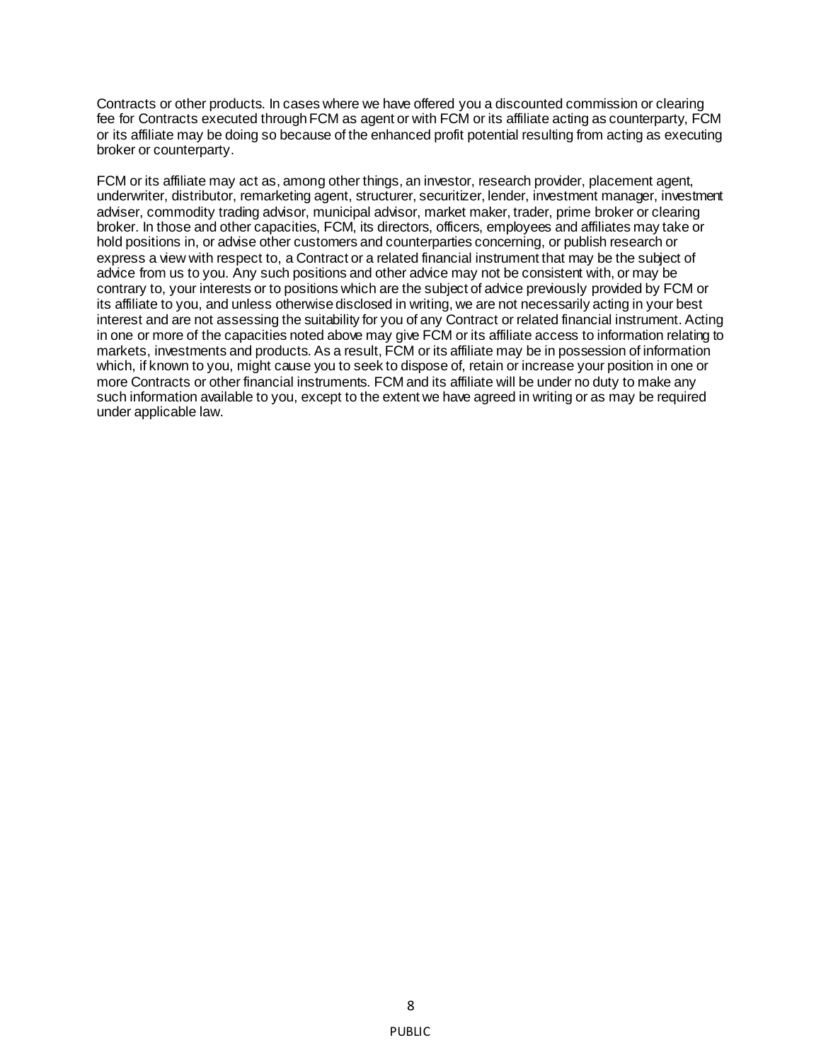Contracts or other products. In cases where we have offered you a discounted commission or clearing fee for Contracts executed through FCM as agent or with FCM or its affiliate acting as counterparty, FCM or its affiliate may be doing so because of the enhanced profit potential resulting from acting as executing broker or counterparty.

FCM or its affiliate may act as, among other things, an investor, research provider, placement agent, underwriter, distributor, remarketing agent, structurer, securitizer, lender, investment manager, investment adviser, commodity trading advisor, municipal advisor, market maker, trader, prime broker or clearing broker. In those and other capacities, FCM, its directors, officers, employees and affiliates may take or hold positions in, or advise other customers and counterparties concerning, or publish research or express a view with respect to, a Contract or a related financial instrument that may be the subject of advice from us to you. Any such positions and other advice may not be consistent with, or may be contrary to, your interests or to positions which are the subject of advice previously provided by FCM or its affiliate to you, and unless otherwise disclosed in writing, we are not necessarily acting in your best interest and are not assessing the suitability for you of any Contract or related financial instrument. Acting in one or more of the capacities noted above may give FCM or its affiliate access to information relating to markets, investments and products. As a result, FCM or its affiliate may be in possession of information which, if known to you, might cause you to seek to dispose of, retain or increase your position in one or more Contracts or other financial instruments. FCM and its affiliate will be under no duty to make any such information available to you, except to the extent we have agreed in writing or as may be required under applicable law.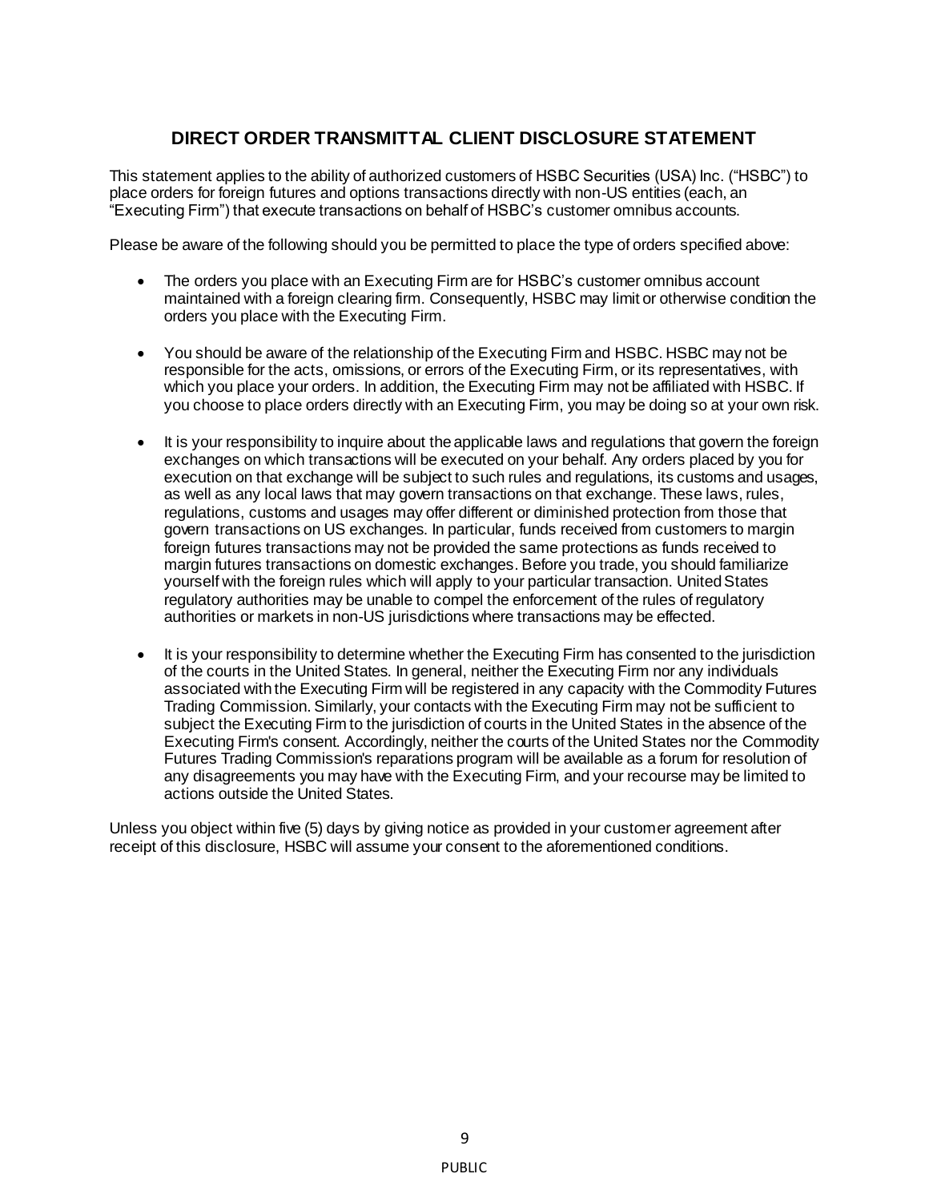## DIRECT ORDER TRANSMITTAL CLIENT DISCLOSURE STATEMENT

This statement applies to the ability of authorized customers of HSBC Securities (USA) Inc. ("HSBC") to place orders for foreign futures and options transactions directly with non-US entities (each, an "Executing Firm") that execute transactions on behalf of HSBC's customer omnibus accounts.

Please be aware of the following should you be permitted to place the type of orders specified above:

- The orders you place with an Executing Firm are for HSBC's customer omnibus account maintained with a foreign clearing firm. Consequently, HSBC may limit or otherwise condition the orders you place with the Executing Firm.

- You should be aware of the relationship of the Executing Firm and HSBC. HSBC may not be responsible for the acts, omissions, or errors of the Executing Firm, or its representatives, with which you place your orders. In addition, the Executing Firm may not be affiliated with HSBC. If you choose to place orders directly with an Executing Firm, you may be doing so at your own risk.

- It is your responsibility to inquire about the applicable laws and regulations that govern the foreign exchanges on which transactions will be executed on your behalf. Any orders placed by you for execution on that exchange will be subject to such rules and regulations, its customs and usages, as well as any local laws that may govern transactions on that exchange. These laws, rules, regulations, customs and usages may offer different or diminished protection from those that govern transactions on US exchanges. In particular, funds received from customers to margin foreign futures transactions may not be provided the same protections as funds received to margin futures transactions on domestic exchanges. Before you trade, you should familiarize yourself with the foreign rules which will apply to your particular transaction. United States regulatory authorities may be unable to compel the enforcement of the rules of regulatory authorities or markets in non-US jurisdictions where transactions may be effected.

- It is your responsibility to determine whether the Executing Firm has consented to the jurisdiction of the courts in the United States. In general, neither the Executing Firm nor any individuals associated with the Executing Firm will be registered in any capacity with the Commodity Futures Trading Commission. Similarly, your contacts with the Executing Firm may not be sufficient to subject the Executing Firm to the jurisdiction of courts in the United States in the absence of the Executing Firm's consent. Accordingly, neither the courts of the United States nor the Commodity Futures Trading Commission's reparations program will be available as a forum for resolution of any disagreements you may have with the Executing Firm, and your recourse may be limited to actions outside the United States.

Unless you object within five (5) days by giving notice as provided in your customer agreement after receipt of this disclosure, HSBC will assume your consent to the aforementioned conditions.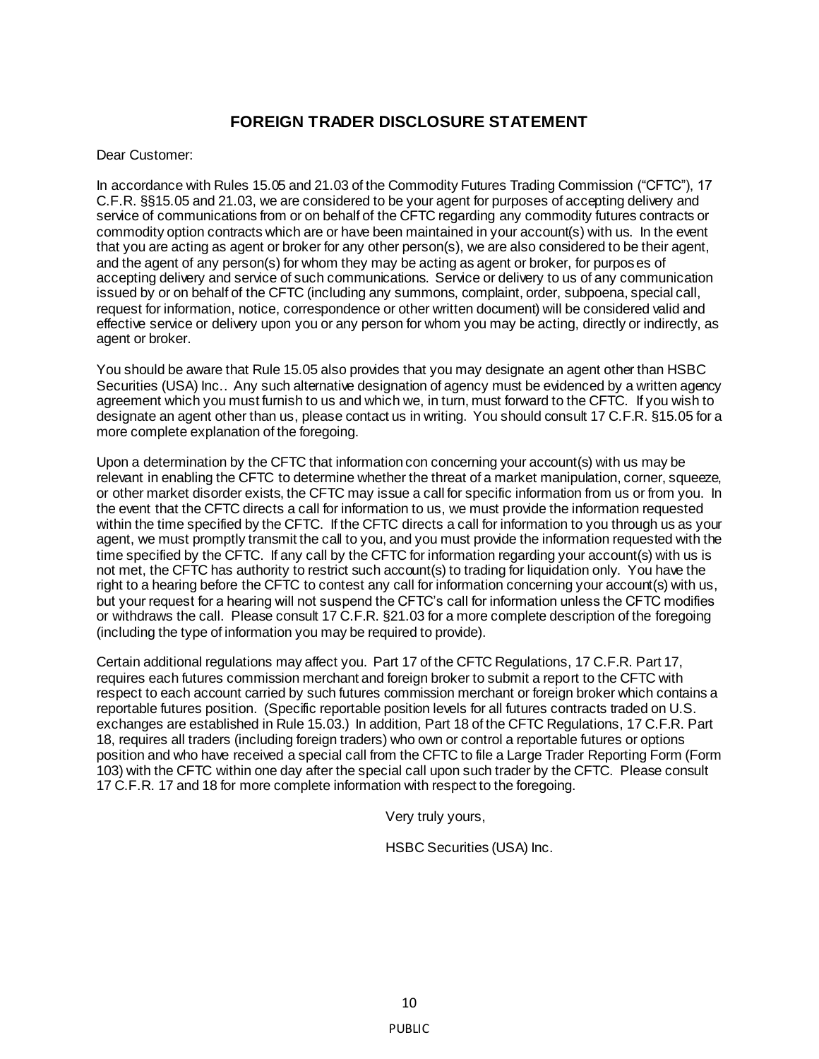# FOREIGN TRADER DISCLOSURE STATEMENT

Dear Customer:

In accordance with Rules 15.05 and 21.03 of the Commodity Futures Trading Commission ("CFTC"), 17 C.F.R. §§15.05 and 21.03, we are considered to be your agent for purposes of accepting delivery and service of communications from or on behalf of the CFTC regarding any commodity futures contracts or commodity option contracts which are or have been maintained in your account(s) with us. In the event that you are acting as agent or broker for any other person(s), we are also considered to be their agent, and the agent of any person(s) for whom they may be acting as agent or broker, for purposes of accepting delivery and service of such communications. Service or delivery to us of any communication issued by or on behalf of the CFTC (including any summons, complaint, order, subpoena, special call, request for information, notice, correspondence or other written document) will be considered valid and effective service or delivery upon you or any person for whom you may be acting, directly or indirectly, as agent or broker.

You should be aware that Rule 15.05 also provides that you may designate an agent other than HSBC Securities (USA) Inc.. Any such alternative designation of agency must be evidenced by a written agency agreement which you must furnish to us and which we, in turn, must forward to the CFTC. If you wish to designate an agent other than us, please contact us in writing. You should consult 17 C.F.R. §15.05 for a more complete explanation of the foregoing.

Upon a determination by the CFTC that information con concerning your account(s) with us may be relevant in enabling the CFTC to determine whether the threat of a market manipulation, corner, squeeze, or other market disorder exists, the CFTC may issue a call for specific information from us or from you. In the event that the CFTC directs a call for information to us, we must provide the information requested within the time specified by the CFTC. If the CFTC directs a call for information to you through us as your agent, we must promptly transmit the call to you, and you must provide the information requested with the time specified by the CFTC. If any call by the CFTC for information regarding your account(s) with us is not met, the CFTC has authority to restrict such account(s) to trading for liquidation only. You have the right to a hearing before the CFTC to contest any call for information concerning your account(s) with us, but your request for a hearing will not suspend the CFTC's call for information unless the CFTC modifies or withdraws the call. Please consult 17 C.F.R. §21.03 for a more complete description of the foregoing (including the type of information you may be required to provide).

Certain additional regulations may affect you. Part 17 of the CFTC Regulations, 17 C.F.R. Part 17, requires each futures commission merchant and foreign broker to submit a report to the CFTC with respect to each account carried by such futures commission merchant or foreign broker which contains a reportable futures position. (Specific reportable position levels for all futures contracts traded on U.S. exchanges are established in Rule 15.03.) In addition, Part 18 of the CFTC Regulations, 17 C.F.R. Part 18, requires all traders (including foreign traders) who own or control a reportable futures or options position and who have received a special call from the CFTC to file a Large Trader Reporting Form (Form 103) with the CFTC within one day after the special call upon such trader by the CFTC. Please consult 17 C.F.R. 17 and 18 for more complete information with respect to the foregoing.

Very truly yours,

HSBC Securities (USA) Inc.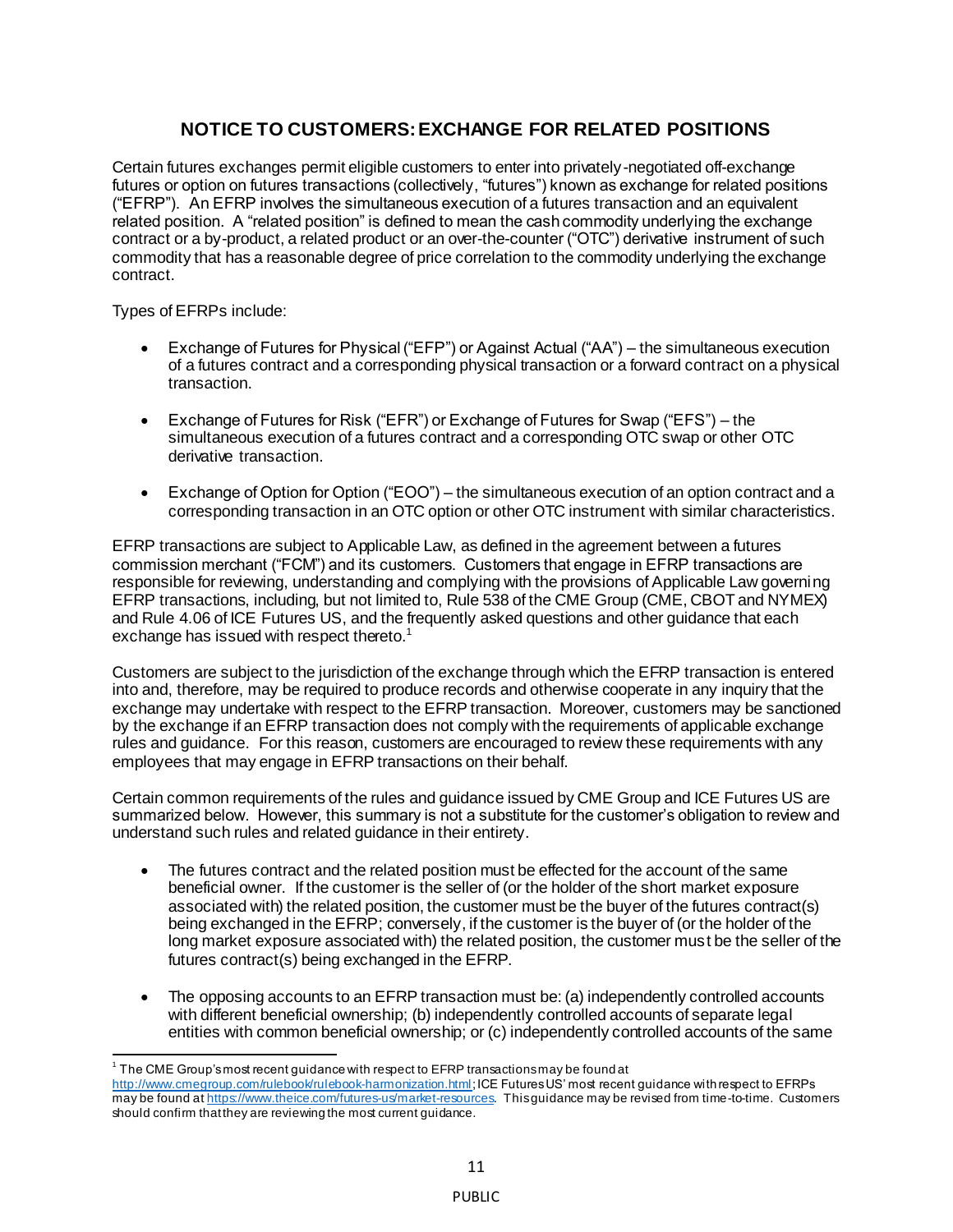## NOTICE TO CUSTOMERS: EXCHANGE FOR RELATED POSITIONS

Certain futures exchanges permit eligible customers to enter into privately-negotiated off-exchange futures or option on futures transactions (collectively, "futures") known as exchange for related positions ("EFRP"). An EFRP involves the simultaneous execution of a futures transaction and an equivalent related position. A "related position" is defined to mean the cash commodity underlying the exchange contract or a by-product, a related product or an over-the-counter ("OTC") derivative instrument of such commodity that has a reasonable degree of price correlation to the commodity underlying the exchange contract.

Types of EFRPs include:

- Exchange of Futures for Physical ("EFP") or Against Actual ("AA") – the simultaneous execution of a futures contract and a corresponding physical transaction or a forward contract on a physical transaction.
- Exchange of Futures for Risk ("EFR") or Exchange of Futures for Swap ("EFS") – the simultaneous execution of a futures contract and a corresponding OTC swap or other OTC derivative transaction.
- Exchange of Option for Option ("EOO") – the simultaneous execution of an option contract and a corresponding transaction in an OTC option or other OTC instrument with similar characteristics.

EFRP transactions are subject to Applicable Law, as defined in the agreement between a futures commission merchant ("FCM") and its customers. Customers that engage in EFRP transactions are responsible for reviewing, understanding and complying with the provisions of Applicable Law governing EFRP transactions, including, but not limited to, Rule 538 of the CME Group (CME, CBOT and NYMEX) and Rule 4.06 of ICE Futures US, and the frequently asked questions and other guidance that each exchange has issued with respect thereto.[1]

Customers are subject to the jurisdiction of the exchange through which the EFRP transaction is entered into and, therefore, may be required to produce records and otherwise cooperate in any inquiry that the exchange may undertake with respect to the EFRP transaction. Moreover, customers may be sanctioned by the exchange if an EFRP transaction does not comply with the requirements of applicable exchange rules and guidance. For this reason, customers are encouraged to review these requirements with any employees that may engage in EFRP transactions on their behalf.

Certain common requirements of the rules and guidance issued by CME Group and ICE Futures US are summarized below. However, this summary is not a substitute for the customer's obligation to review and understand such rules and related guidance in their entirety.

- The futures contract and the related position must be effected for the account of the same beneficial owner. If the customer is the seller of (or the holder of the short market exposure associated with) the related position, the customer must be the buyer of the futures contract(s) being exchanged in the EFRP; conversely, if the customer is the buyer of (or the holder of the long market exposure associated with) the related position, the customer must be the seller of the futures contract(s) being exchanged in the EFRP.
- The opposing accounts to an EFRP transaction must be: (a) independently controlled accounts with different beneficial ownership; (b) independently controlled accounts of separate legal entities with common beneficial ownership; or (c) independently controlled accounts of the same

[1] The CME Group's most recent guidance with respect to EFRP transactions may be found at http://www.cmegroup.com/rulebook/rulebook-harmonization.html; ICE Futures US' most recent guidance with respect to EFRPs may be found at https://www.theice.com/futures-us/market-resources. This guidance may be revised from time-to-time. Customers should confirm that they are reviewing the most current guidance.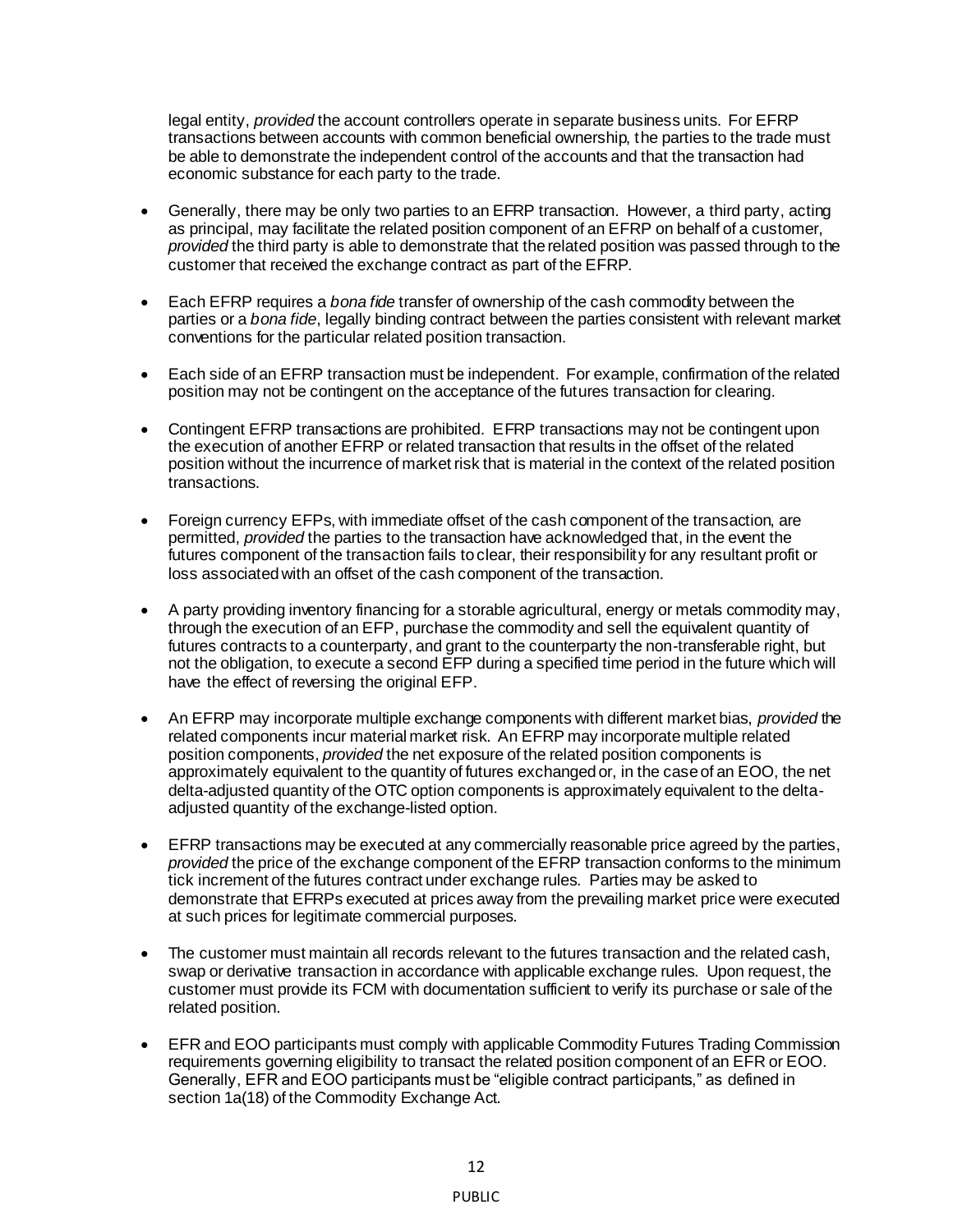legal entity, *provided* the account controllers operate in separate business units. For EFRP transactions between accounts with common beneficial ownership, the parties to the trade must be able to demonstrate the independent control of the accounts and that the transaction had economic substance for each party to the trade.

- Generally, there may be only two parties to an EFRP transaction. However, a third party, acting as principal, may facilitate the related position component of an EFRP on behalf of a customer, *provided* the third party is able to demonstrate that the related position was passed through to the customer that received the exchange contract as part of the EFRP.

- Each EFRP requires a *bona fide* transfer of ownership of the cash commodity between the parties or a *bona fide*, legally binding contract between the parties consistent with relevant market conventions for the particular related position transaction.

- Each side of an EFRP transaction must be independent. For example, confirmation of the related position may not be contingent on the acceptance of the futures transaction for clearing.

- Contingent EFRP transactions are prohibited. EFRP transactions may not be contingent upon the execution of another EFRP or related transaction that results in the offset of the related position without the incurrence of market risk that is material in the context of the related position transactions.

- Foreign currency EFPs, with immediate offset of the cash component of the transaction, are permitted, *provided* the parties to the transaction have acknowledged that, in the event the futures component of the transaction fails to clear, their responsibility for any resultant profit or loss associated with an offset of the cash component of the transaction.

- A party providing inventory financing for a storable agricultural, energy or metals commodity may, through the execution of an EFP, purchase the commodity and sell the equivalent quantity of futures contracts to a counterparty, and grant to the counterparty the non-transferable right, but not the obligation, to execute a second EFP during a specified time period in the future which will have the effect of reversing the original EFP.

- An EFRP may incorporate multiple exchange components with different market bias, *provided* the related components incur material market risk. An EFRP may incorporate multiple related position components, *provided* the net exposure of the related position components is approximately equivalent to the quantity of futures exchanged or, in the case of an EOO, the net delta-adjusted quantity of the OTC option components is approximately equivalent to the delta-adjusted quantity of the exchange-listed option.

- EFRP transactions may be executed at any commercially reasonable price agreed by the parties, *provided* the price of the exchange component of the EFRP transaction conforms to the minimum tick increment of the futures contract under exchange rules. Parties may be asked to demonstrate that EFRPs executed at prices away from the prevailing market price were executed at such prices for legitimate commercial purposes.

- The customer must maintain all records relevant to the futures transaction and the related cash, swap or derivative transaction in accordance with applicable exchange rules. Upon request, the customer must provide its FCM with documentation sufficient to verify its purchase or sale of the related position.

- EFR and EOO participants must comply with applicable Commodity Futures Trading Commission requirements governing eligibility to transact the related position component of an EFR or EOO. Generally, EFR and EOO participants must be "eligible contract participants," as defined in section 1a(18) of the Commodity Exchange Act.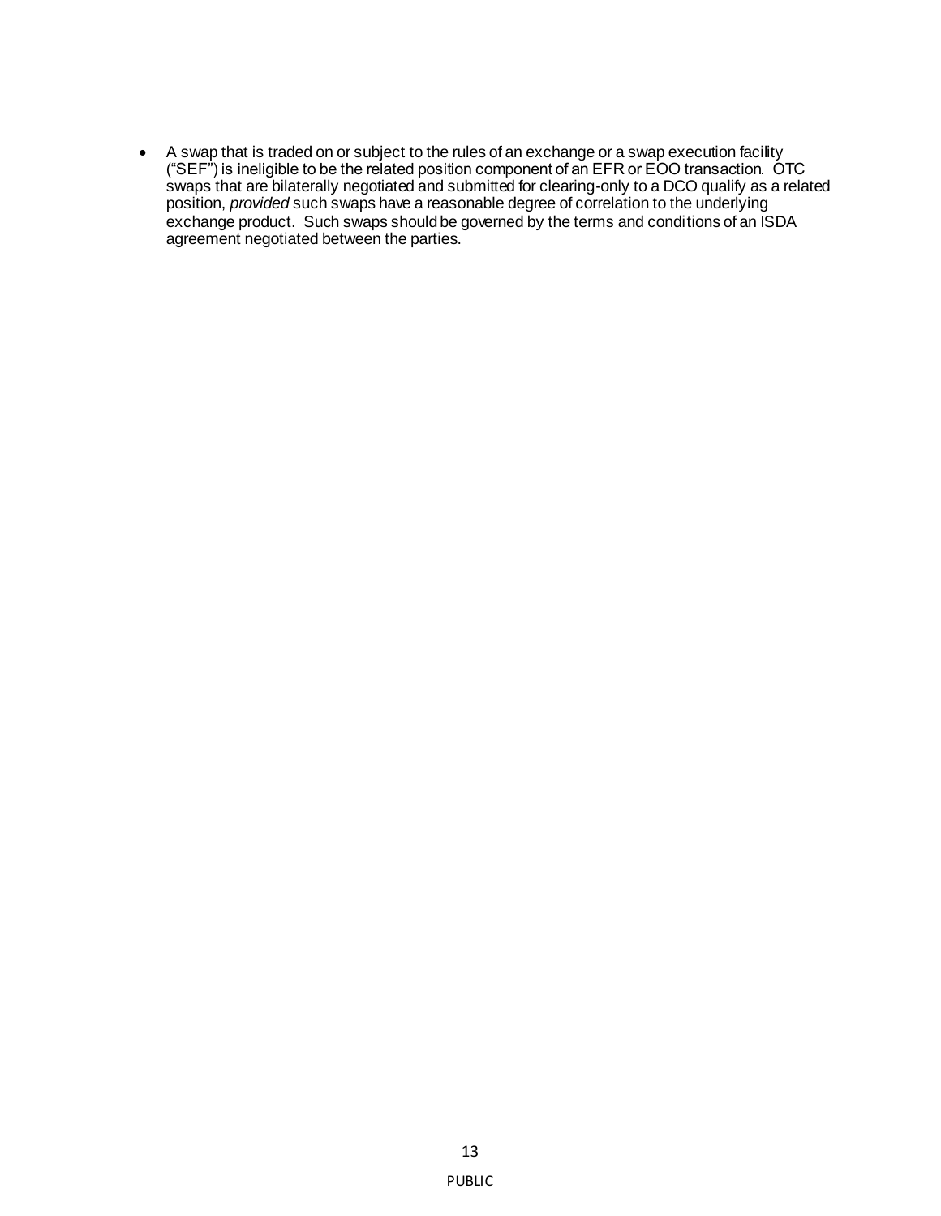- A swap that is traded on or subject to the rules of an exchange or a swap execution facility (“SEF”) is ineligible to be the related position component of an EFR or EOO transaction. OTC swaps that are bilaterally negotiated and submitted for clearing-only to a DCO qualify as a related position, *provided* such swaps have a reasonable degree of correlation to the underlying exchange product. Such swaps should be governed by the terms and conditions of an ISDA agreement negotiated between the parties.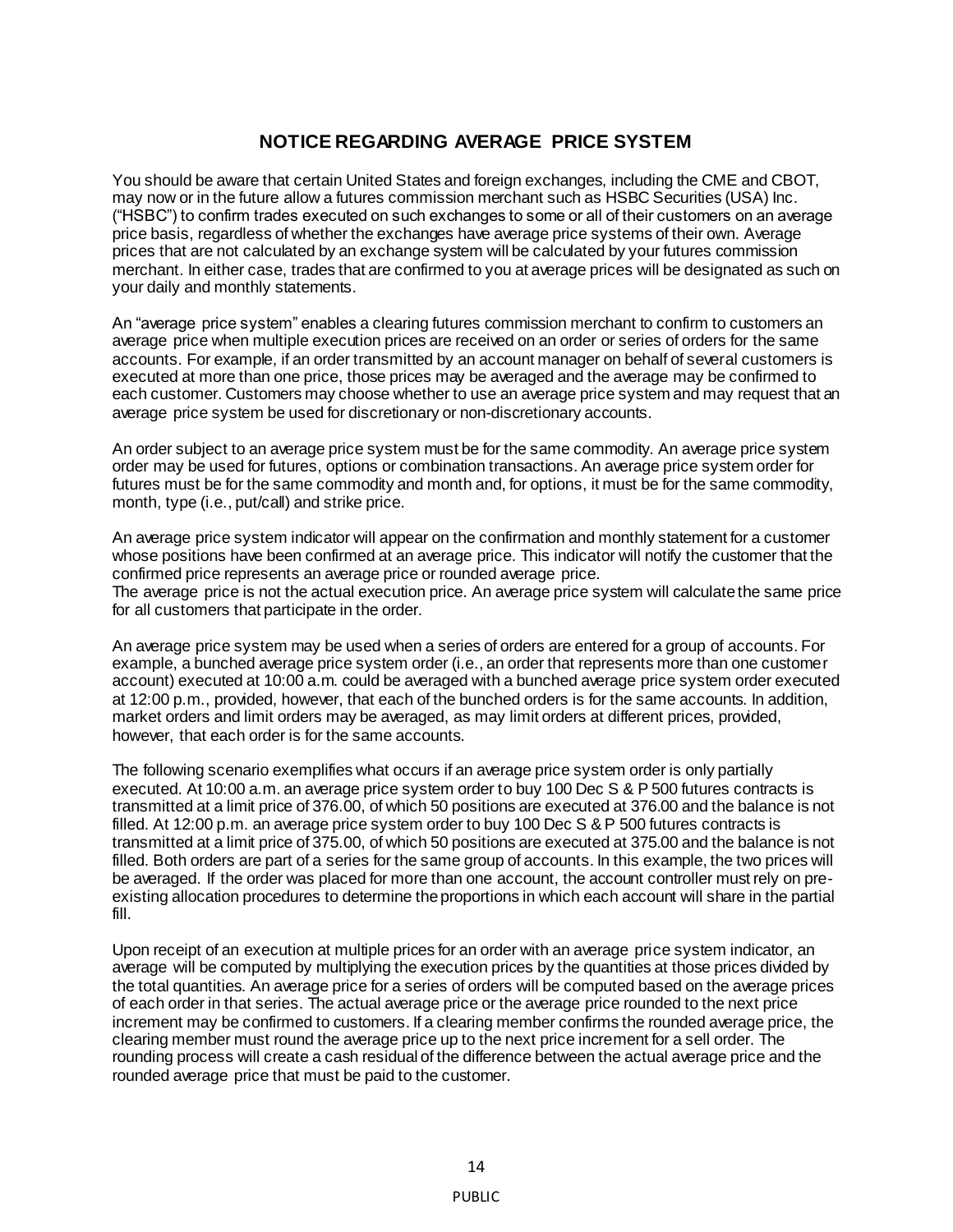## NOTICE REGARDING AVERAGE PRICE SYSTEM

You should be aware that certain United States and foreign exchanges, including the CME and CBOT, may now or in the future allow a futures commission merchant such as HSBC Securities (USA) Inc. ("HSBC") to confirm trades executed on such exchanges to some or all of their customers on an average price basis, regardless of whether the exchanges have average price systems of their own. Average prices that are not calculated by an exchange system will be calculated by your futures commission merchant. In either case, trades that are confirmed to you at average prices will be designated as such on your daily and monthly statements.

An "average price system" enables a clearing futures commission merchant to confirm to customers an average price when multiple execution prices are received on an order or series of orders for the same accounts. For example, if an order transmitted by an account manager on behalf of several customers is executed at more than one price, those prices may be averaged and the average may be confirmed to each customer. Customers may choose whether to use an average price system and may request that an average price system be used for discretionary or non-discretionary accounts.

An order subject to an average price system must be for the same commodity. An average price system order may be used for futures, options or combination transactions. An average price system order for futures must be for the same commodity and month and, for options, it must be for the same commodity, month, type (i.e., put/call) and strike price.

An average price system indicator will appear on the confirmation and monthly statement for a customer whose positions have been confirmed at an average price. This indicator will notify the customer that the confirmed price represents an average price or rounded average price.
The average price is not the actual execution price. An average price system will calculate the same price for all customers that participate in the order.

An average price system may be used when a series of orders are entered for a group of accounts. For example, a bunched average price system order (i.e., an order that represents more than one customer account) executed at 10:00 a.m. could be averaged with a bunched average price system order executed at 12:00 p.m., provided, however, that each of the bunched orders is for the same accounts. In addition, market orders and limit orders may be averaged, as may limit orders at different prices, provided, however, that each order is for the same accounts.

The following scenario exemplifies what occurs if an average price system order is only partially executed. At 10:00 a.m. an average price system order to buy 100 Dec S & P 500 futures contracts is transmitted at a limit price of 376.00, of which 50 positions are executed at 376.00 and the balance is not filled. At 12:00 p.m. an average price system order to buy 100 Dec S & P 500 futures contracts is transmitted at a limit price of 375.00, of which 50 positions are executed at 375.00 and the balance is not filled. Both orders are part of a series for the same group of accounts. In this example, the two prices will be averaged. If the order was placed for more than one account, the account controller must rely on pre-existing allocation procedures to determine the proportions in which each account will share in the partial fill.

Upon receipt of an execution at multiple prices for an order with an average price system indicator, an average will be computed by multiplying the execution prices by the quantities at those prices divided by the total quantities. An average price for a series of orders will be computed based on the average prices of each order in that series. The actual average price or the average price rounded to the next price increment may be confirmed to customers. If a clearing member confirms the rounded average price, the clearing member must round the average price up to the next price increment for a sell order. The rounding process will create a cash residual of the difference between the actual average price and the rounded average price that must be paid to the customer.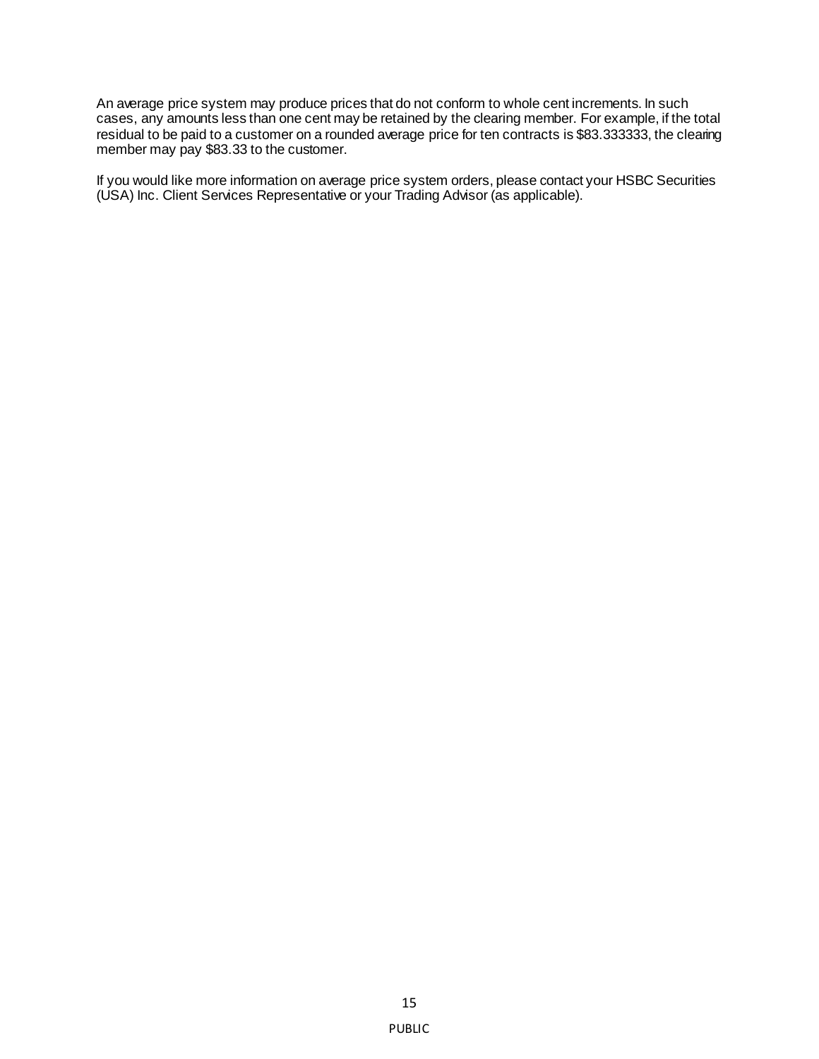An average price system may produce prices that do not conform to whole cent increments. In such cases, any amounts less than one cent may be retained by the clearing member. For example, if the total residual to be paid to a customer on a rounded average price for ten contracts is $83.333333, the clearing member may pay $83.33 to the customer.

If you would like more information on average price system orders, please contact your HSBC Securities (USA) Inc. Client Services Representative or your Trading Advisor (as applicable).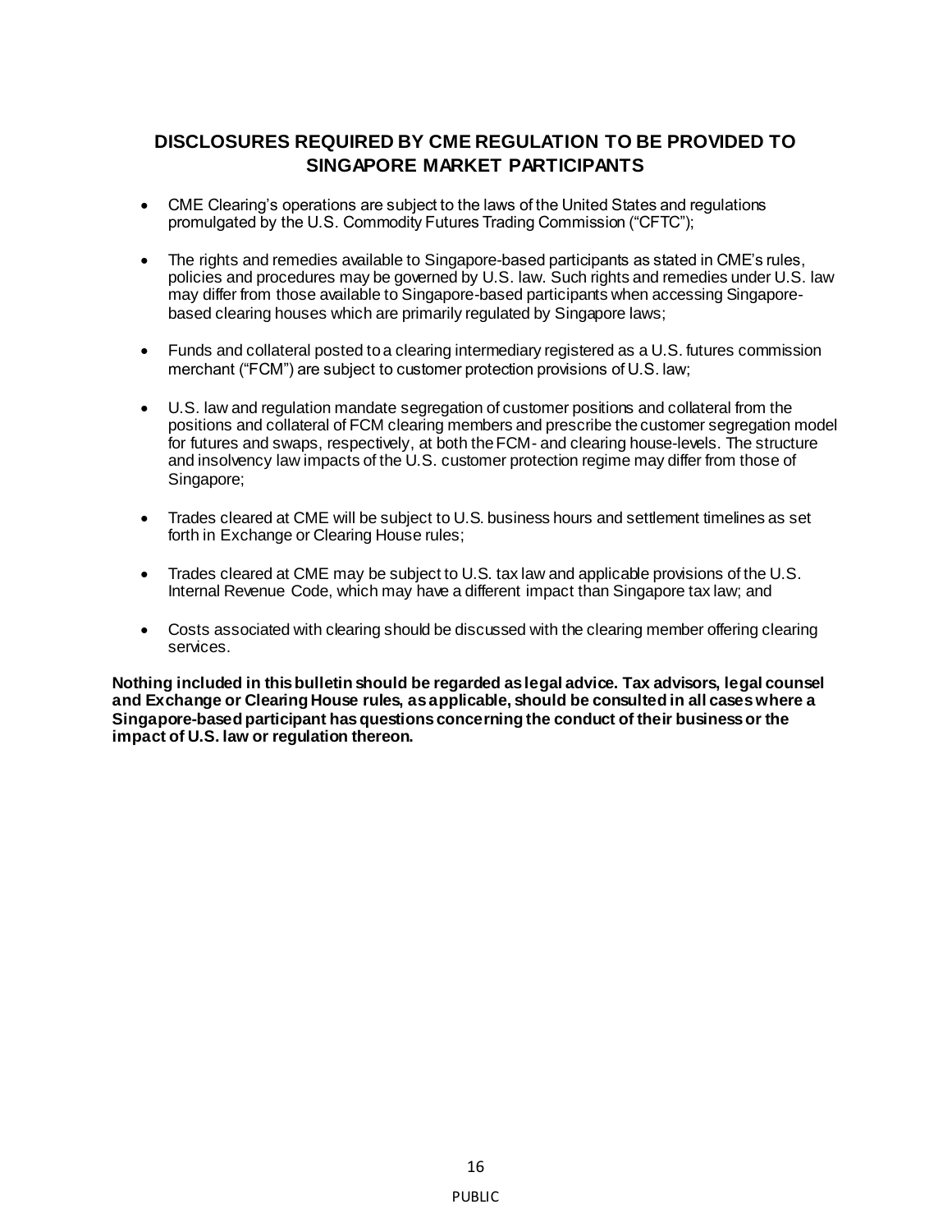## DISCLOSURES REQUIRED BY CME REGULATION TO BE PROVIDED TO SINGAPORE MARKET PARTICIPANTS

- CME Clearing's operations are subject to the laws of the United States and regulations promulgated by the U.S. Commodity Futures Trading Commission ("CFTC");
- The rights and remedies available to Singapore-based participants as stated in CME's rules, policies and procedures may be governed by U.S. law. Such rights and remedies under U.S. law may differ from those available to Singapore-based participants when accessing Singapore-based clearing houses which are primarily regulated by Singapore laws;
- Funds and collateral posted to a clearing intermediary registered as a U.S. futures commission merchant ("FCM") are subject to customer protection provisions of U.S. law;
- U.S. law and regulation mandate segregation of customer positions and collateral from the positions and collateral of FCM clearing members and prescribe the customer segregation model for futures and swaps, respectively, at both the FCM- and clearing house-levels. The structure and insolvency law impacts of the U.S. customer protection regime may differ from those of Singapore;
- Trades cleared at CME will be subject to U.S. business hours and settlement timelines as set forth in Exchange or Clearing House rules;
- Trades cleared at CME may be subject to U.S. tax law and applicable provisions of the U.S. Internal Revenue Code, which may have a different impact than Singapore tax law; and
- Costs associated with clearing should be discussed with the clearing member offering clearing services.

**Nothing included in this bulletin should be regarded as legal advice. Tax advisors, legal counsel and Exchange or Clearing House rules, as applicable, should be consulted in all cases where a Singapore-based participant has questions concerning the conduct of their business or the impact of U.S. law or regulation thereon.**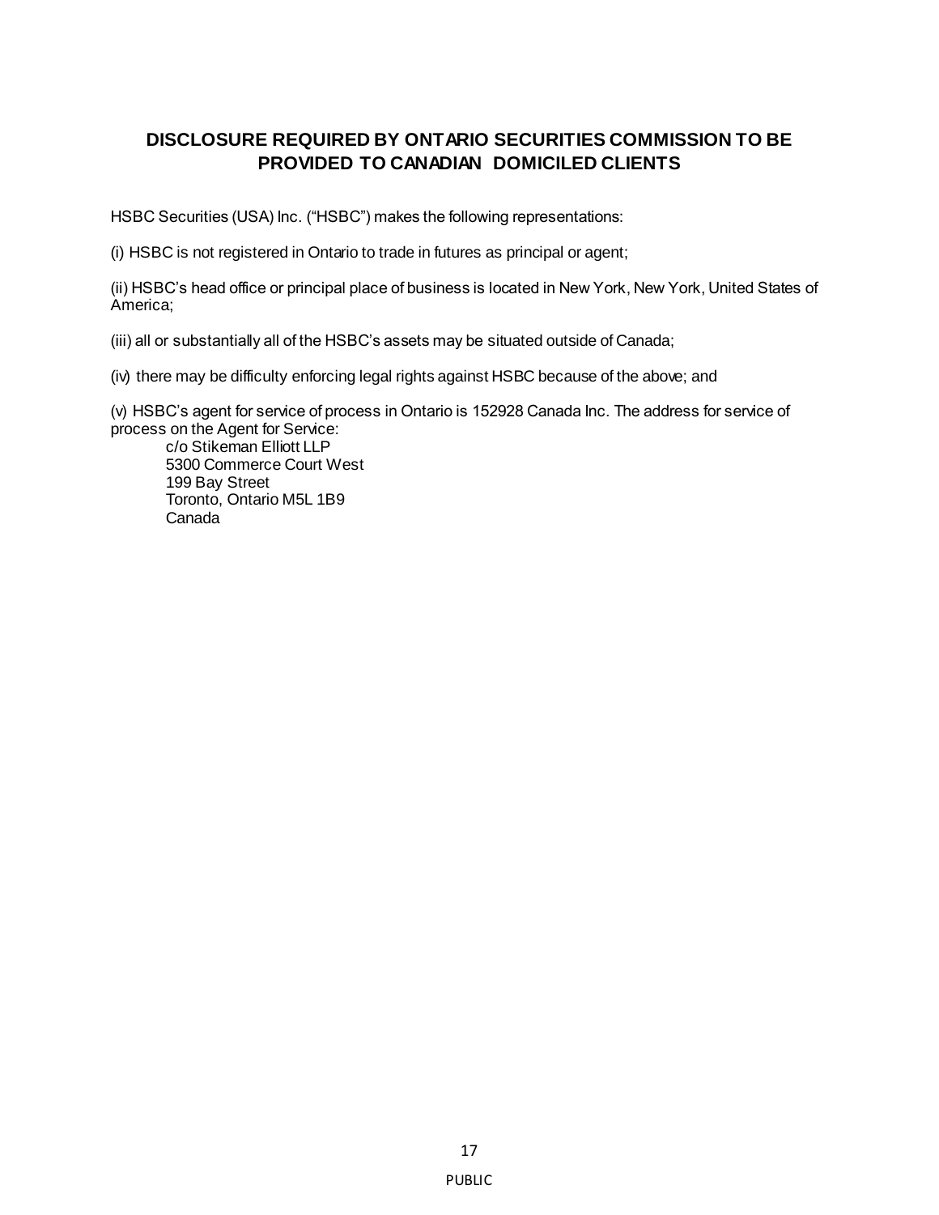## DISCLOSURE REQUIRED BY ONTARIO SECURITIES COMMISSION TO BE PROVIDED TO CANADIAN DOMICILED CLIENTS

HSBC Securities (USA) Inc. ("HSBC") makes the following representations:

(i) HSBC is not registered in Ontario to trade in futures as principal or agent;

(ii) HSBC's head office or principal place of business is located in New York, New York, United States of America;

(iii) all or substantially all of the HSBC's assets may be situated outside of Canada;

(iv) there may be difficulty enforcing legal rights against HSBC because of the above; and

(v) HSBC's agent for service of process in Ontario is 152928 Canada Inc. The address for service of process on the Agent for Service:

c/o Stikeman Elliott LLP
5300 Commerce Court West
199 Bay Street
Toronto, Ontario M5L 1B9
Canada

PUBLIC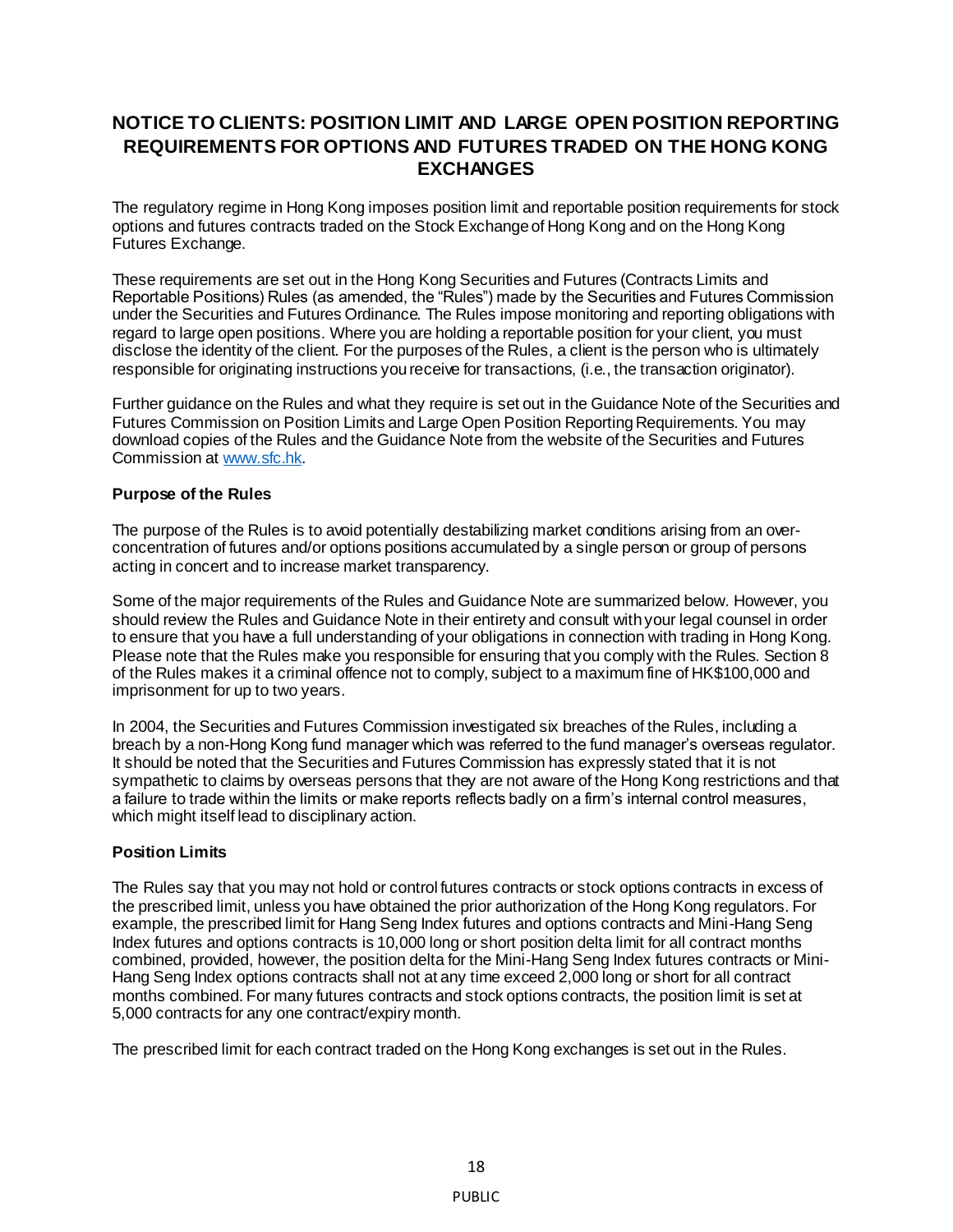## NOTICE TO CLIENTS: POSITION LIMIT AND LARGE OPEN POSITION REPORTING REQUIREMENTS FOR OPTIONS AND FUTURES TRADED ON THE HONG KONG EXCHANGES

The regulatory regime in Hong Kong imposes position limit and reportable position requirements for stock options and futures contracts traded on the Stock Exchange of Hong Kong and on the Hong Kong Futures Exchange.

These requirements are set out in the Hong Kong Securities and Futures (Contracts Limits and Reportable Positions) Rules (as amended, the "Rules") made by the Securities and Futures Commission under the Securities and Futures Ordinance. The Rules impose monitoring and reporting obligations with regard to large open positions. Where you are holding a reportable position for your client, you must disclose the identity of the client. For the purposes of the Rules, a client is the person who is ultimately responsible for originating instructions you receive for transactions, (i.e., the transaction originator).

Further guidance on the Rules and what they require is set out in the Guidance Note of the Securities and Futures Commission on Position Limits and Large Open Position Reporting Requirements. You may download copies of the Rules and the Guidance Note from the website of the Securities and Futures Commission at www.sfc.hk.

### Purpose of the Rules

The purpose of the Rules is to avoid potentially destabilizing market conditions arising from an over-concentration of futures and/or options positions accumulated by a single person or group of persons acting in concert and to increase market transparency.

Some of the major requirements of the Rules and Guidance Note are summarized below. However, you should review the Rules and Guidance Note in their entirety and consult with your legal counsel in order to ensure that you have a full understanding of your obligations in connection with trading in Hong Kong. Please note that the Rules make you responsible for ensuring that you comply with the Rules. Section 8 of the Rules makes it a criminal offence not to comply, subject to a maximum fine of HK$100,000 and imprisonment for up to two years.

In 2004, the Securities and Futures Commission investigated six breaches of the Rules, including a breach by a non-Hong Kong fund manager which was referred to the fund manager's overseas regulator. It should be noted that the Securities and Futures Commission has expressly stated that it is not sympathetic to claims by overseas persons that they are not aware of the Hong Kong restrictions and that a failure to trade within the limits or make reports reflects badly on a firm's internal control measures, which might itself lead to disciplinary action.

### Position Limits

The Rules say that you may not hold or control futures contracts or stock options contracts in excess of the prescribed limit, unless you have obtained the prior authorization of the Hong Kong regulators. For example, the prescribed limit for Hang Seng Index futures and options contracts and Mini-Hang Seng Index futures and options contracts is 10,000 long or short position delta limit for all contract months combined, provided, however, the position delta for the Mini-Hang Seng Index futures contracts or Mini-Hang Seng Index options contracts shall not at any time exceed 2,000 long or short for all contract months combined. For many futures contracts and stock options contracts, the position limit is set at 5,000 contracts for any one contract/expiry month.

The prescribed limit for each contract traded on the Hong Kong exchanges is set out in the Rules.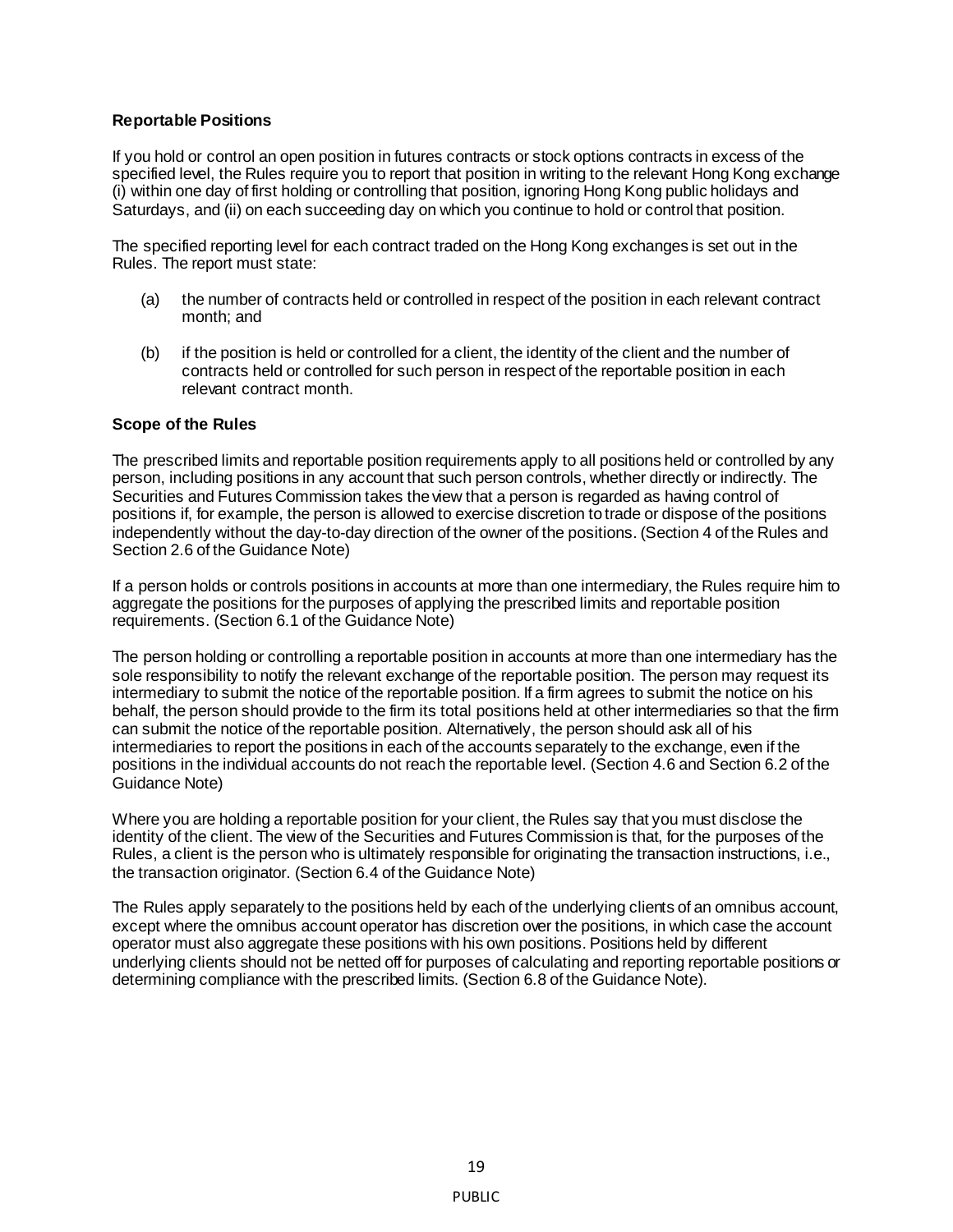**Reportable Positions**

If you hold or control an open position in futures contracts or stock options contracts in excess of the specified level, the Rules require you to report that position in writing to the relevant Hong Kong exchange (i) within one day of first holding or controlling that position, ignoring Hong Kong public holidays and Saturdays, and (ii) on each succeeding day on which you continue to hold or control that position.

The specified reporting level for each contract traded on the Hong Kong exchanges is set out in the Rules. The report must state:

(a) the number of contracts held or controlled in respect of the position in each relevant contract month; and

(b) if the position is held or controlled for a client, the identity of the client and the number of contracts held or controlled for such person in respect of the reportable position in each relevant contract month.

**Scope of the Rules**

The prescribed limits and reportable position requirements apply to all positions held or controlled by any person, including positions in any account that such person controls, whether directly or indirectly. The Securities and Futures Commission takes the view that a person is regarded as having control of positions if, for example, the person is allowed to exercise discretion to trade or dispose of the positions independently without the day-to-day direction of the owner of the positions. (Section 4 of the Rules and Section 2.6 of the Guidance Note)

If a person holds or controls positions in accounts at more than one intermediary, the Rules require him to aggregate the positions for the purposes of applying the prescribed limits and reportable position requirements. (Section 6.1 of the Guidance Note)

The person holding or controlling a reportable position in accounts at more than one intermediary has the sole responsibility to notify the relevant exchange of the reportable position. The person may request its intermediary to submit the notice of the reportable position. If a firm agrees to submit the notice on his behalf, the person should provide to the firm its total positions held at other intermediaries so that the firm can submit the notice of the reportable position. Alternatively, the person should ask all of his intermediaries to report the positions in each of the accounts separately to the exchange, even if the positions in the individual accounts do not reach the reportable level. (Section 4.6 and Section 6.2 of the Guidance Note)

Where you are holding a reportable position for your client, the Rules say that you must disclose the identity of the client. The view of the Securities and Futures Commission is that, for the purposes of the Rules, a client is the person who is ultimately responsible for originating the transaction instructions, i.e., the transaction originator. (Section 6.4 of the Guidance Note)

The Rules apply separately to the positions held by each of the underlying clients of an omnibus account, except where the omnibus account operator has discretion over the positions, in which case the account operator must also aggregate these positions with his own positions. Positions held by different underlying clients should not be netted off for purposes of calculating and reporting reportable positions or determining compliance with the prescribed limits. (Section 6.8 of the Guidance Note).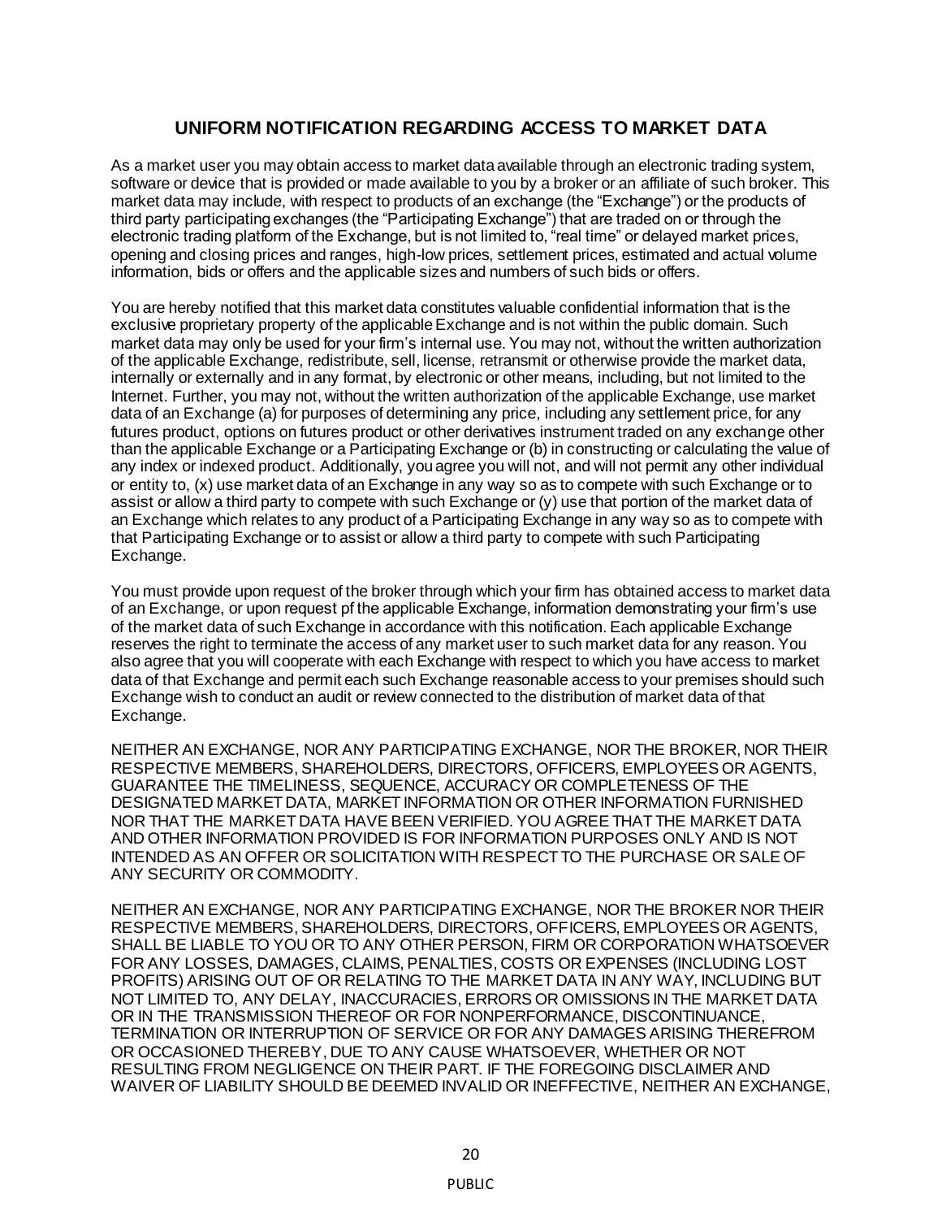## UNIFORM NOTIFICATION REGARDING ACCESS TO MARKET DATA

As a market user you may obtain access to market data available through an electronic trading system, software or device that is provided or made available to you by a broker or an affiliate of such broker. This market data may include, with respect to products of an exchange (the "Exchange") or the products of third party participating exchanges (the "Participating Exchange") that are traded on or through the electronic trading platform of the Exchange, but is not limited to, "real time" or delayed market prices, opening and closing prices and ranges, high-low prices, settlement prices, estimated and actual volume information, bids or offers and the applicable sizes and numbers of such bids or offers.

You are hereby notified that this market data constitutes valuable confidential information that is the exclusive proprietary property of the applicable Exchange and is not within the public domain. Such market data may only be used for your firm's internal use. You may not, without the written authorization of the applicable Exchange, redistribute, sell, license, retransmit or otherwise provide the market data, internally or externally and in any format, by electronic or other means, including, but not limited to the Internet. Further, you may not, without the written authorization of the applicable Exchange, use market data of an Exchange (a) for purposes of determining any price, including any settlement price, for any futures product, options on futures product or other derivatives instrument traded on any exchange other than the applicable Exchange or a Participating Exchange or (b) in constructing or calculating the value of any index or indexed product. Additionally, you agree you will not, and will not permit any other individual or entity to, (x) use market data of an Exchange in any way so as to compete with such Exchange or to assist or allow a third party to compete with such Exchange or (y) use that portion of the market data of an Exchange which relates to any product of a Participating Exchange in any way so as to compete with that Participating Exchange or to assist or allow a third party to compete with such Participating Exchange.

You must provide upon request of the broker through which your firm has obtained access to market data of an Exchange, or upon request pf the applicable Exchange, information demonstrating your firm's use of the market data of such Exchange in accordance with this notification. Each applicable Exchange reserves the right to terminate the access of any market user to such market data for any reason. You also agree that you will cooperate with each Exchange with respect to which you have access to market data of that Exchange and permit each such Exchange reasonable access to your premises should such Exchange wish to conduct an audit or review connected to the distribution of market data of that Exchange.

NEITHER AN EXCHANGE, NOR ANY PARTICIPATING EXCHANGE, NOR THE BROKER, NOR THEIR RESPECTIVE MEMBERS, SHAREHOLDERS, DIRECTORS, OFFICERS, EMPLOYEES OR AGENTS, GUARANTEE THE TIMELINESS, SEQUENCE, ACCURACY OR COMPLETENESS OF THE DESIGNATED MARKET DATA, MARKET INFORMATION OR OTHER INFORMATION FURNISHED NOR THAT THE MARKET DATA HAVE BEEN VERIFIED. YOU AGREE THAT THE MARKET DATA AND OTHER INFORMATION PROVIDED IS FOR INFORMATION PURPOSES ONLY AND IS NOT INTENDED AS AN OFFER OR SOLICITATION WITH RESPECT TO THE PURCHASE OR SALE OF ANY SECURITY OR COMMODITY.

NEITHER AN EXCHANGE, NOR ANY PARTICIPATING EXCHANGE, NOR THE BROKER NOR THEIR RESPECTIVE MEMBERS, SHAREHOLDERS, DIRECTORS, OFFICERS, EMPLOYEES OR AGENTS, SHALL BE LIABLE TO YOU OR TO ANY OTHER PERSON, FIRM OR CORPORATION WHATSOEVER FOR ANY LOSSES, DAMAGES, CLAIMS, PENALTIES, COSTS OR EXPENSES (INCLUDING LOST PROFITS) ARISING OUT OF OR RELATING TO THE MARKET DATA IN ANY WAY, INCLUDING BUT NOT LIMITED TO, ANY DELAY, INACCURACIES, ERRORS OR OMISSIONS IN THE MARKET DATA OR IN THE TRANSMISSION THEREOF OR FOR NONPERFORMANCE, DISCONTINUANCE, TERMINATION OR INTERRUPTION OF SERVICE OR FOR ANY DAMAGES ARISING THEREFROM OR OCCASIONED THEREBY, DUE TO ANY CAUSE WHATSOEVER, WHETHER OR NOT RESULTING FROM NEGLIGENCE ON THEIR PART. IF THE FOREGOING DISCLAIMER AND WAIVER OF LIABILITY SHOULD BE DEEMED INVALID OR INEFFECTIVE, NEITHER AN EXCHANGE,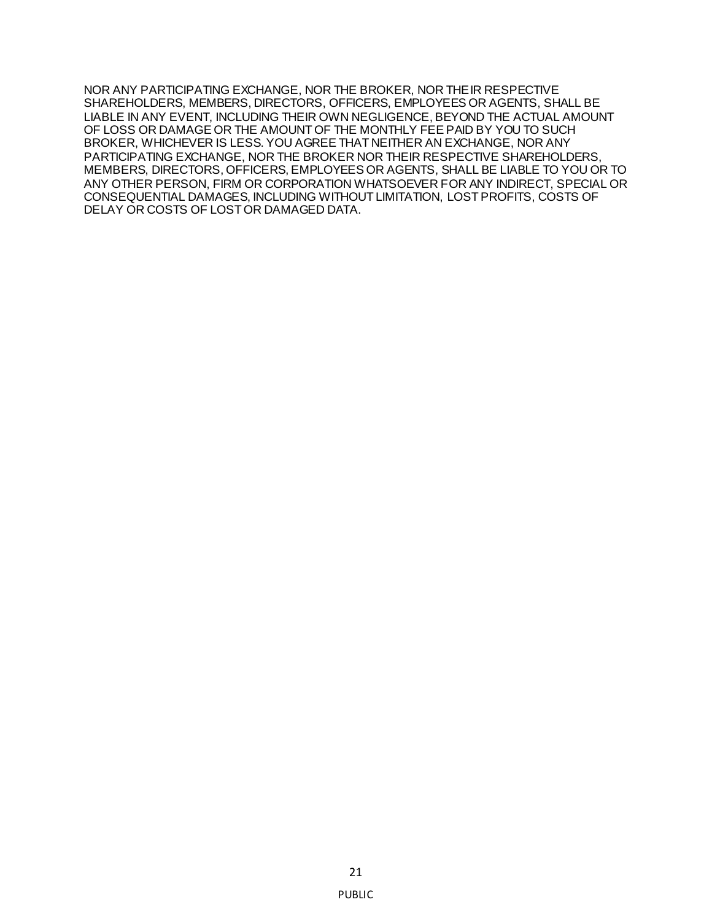NOR ANY PARTICIPATING EXCHANGE, NOR THE BROKER, NOR THEIR RESPECTIVE SHAREHOLDERS, MEMBERS, DIRECTORS, OFFICERS, EMPLOYEES OR AGENTS, SHALL BE LIABLE IN ANY EVENT, INCLUDING THEIR OWN NEGLIGENCE, BEYOND THE ACTUAL AMOUNT OF LOSS OR DAMAGE OR THE AMOUNT OF THE MONTHLY FEE PAID BY YOU TO SUCH BROKER, WHICHEVER IS LESS. YOU AGREE THAT NEITHER AN EXCHANGE, NOR ANY PARTICIPATING EXCHANGE, NOR THE BROKER NOR THEIR RESPECTIVE SHAREHOLDERS, MEMBERS, DIRECTORS, OFFICERS, EMPLOYEES OR AGENTS, SHALL BE LIABLE TO YOU OR TO ANY OTHER PERSON, FIRM OR CORPORATION WHATSOEVER FOR ANY INDIRECT, SPECIAL OR CONSEQUENTIAL DAMAGES, INCLUDING WITHOUT LIMITATION, LOST PROFITS, COSTS OF DELAY OR COSTS OF LOST OR DAMAGED DATA.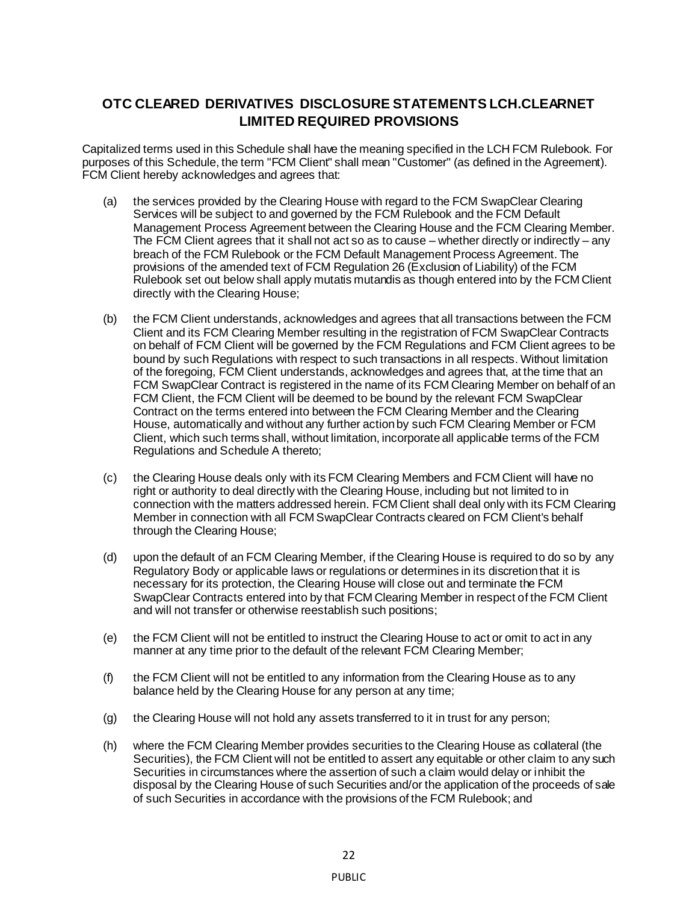## OTC CLEARED DERIVATIVES DISCLOSURE STATEMENTS LCH.CLEARNET LIMITED REQUIRED PROVISIONS

Capitalized terms used in this Schedule shall have the meaning specified in the LCH FCM Rulebook. For purposes of this Schedule, the term "FCM Client" shall mean "Customer" (as defined in the Agreement). FCM Client hereby acknowledges and agrees that:

(a) the services provided by the Clearing House with regard to the FCM SwapClear Clearing Services will be subject to and governed by the FCM Rulebook and the FCM Default Management Process Agreement between the Clearing House and the FCM Clearing Member. The FCM Client agrees that it shall not act so as to cause – whether directly or indirectly – any breach of the FCM Rulebook or the FCM Default Management Process Agreement. The provisions of the amended text of FCM Regulation 26 (Exclusion of Liability) of the FCM Rulebook set out below shall apply mutatis mutandis as though entered into by the FCM Client directly with the Clearing House;

(b) the FCM Client understands, acknowledges and agrees that all transactions between the FCM Client and its FCM Clearing Member resulting in the registration of FCM SwapClear Contracts on behalf of FCM Client will be governed by the FCM Regulations and FCM Client agrees to be bound by such Regulations with respect to such transactions in all respects. Without limitation of the foregoing, FCM Client understands, acknowledges and agrees that, at the time that an FCM SwapClear Contract is registered in the name of its FCM Clearing Member on behalf of an FCM Client, the FCM Client will be deemed to be bound by the relevant FCM SwapClear Contract on the terms entered into between the FCM Clearing Member and the Clearing House, automatically and without any further action by such FCM Clearing Member or FCM Client, which such terms shall, without limitation, incorporate all applicable terms of the FCM Regulations and Schedule A thereto;

(c) the Clearing House deals only with its FCM Clearing Members and FCM Client will have no right or authority to deal directly with the Clearing House, including but not limited to in connection with the matters addressed herein. FCM Client shall deal only with its FCM Clearing Member in connection with all FCM SwapClear Contracts cleared on FCM Client's behalf through the Clearing House;

(d) upon the default of an FCM Clearing Member, if the Clearing House is required to do so by any Regulatory Body or applicable laws or regulations or determines in its discretion that it is necessary for its protection, the Clearing House will close out and terminate the FCM SwapClear Contracts entered into by that FCM Clearing Member in respect of the FCM Client and will not transfer or otherwise reestablish such positions;

(e) the FCM Client will not be entitled to instruct the Clearing House to act or omit to act in any manner at any time prior to the default of the relevant FCM Clearing Member;

(f) the FCM Client will not be entitled to any information from the Clearing House as to any balance held by the Clearing House for any person at any time;

(g) the Clearing House will not hold any assets transferred to it in trust for any person;

(h) where the FCM Clearing Member provides securities to the Clearing House as collateral (the Securities), the FCM Client will not be entitled to assert any equitable or other claim to any such Securities in circumstances where the assertion of such a claim would delay or inhibit the disposal by the Clearing House of such Securities and/or the application of the proceeds of sale of such Securities in accordance with the provisions of the FCM Rulebook; and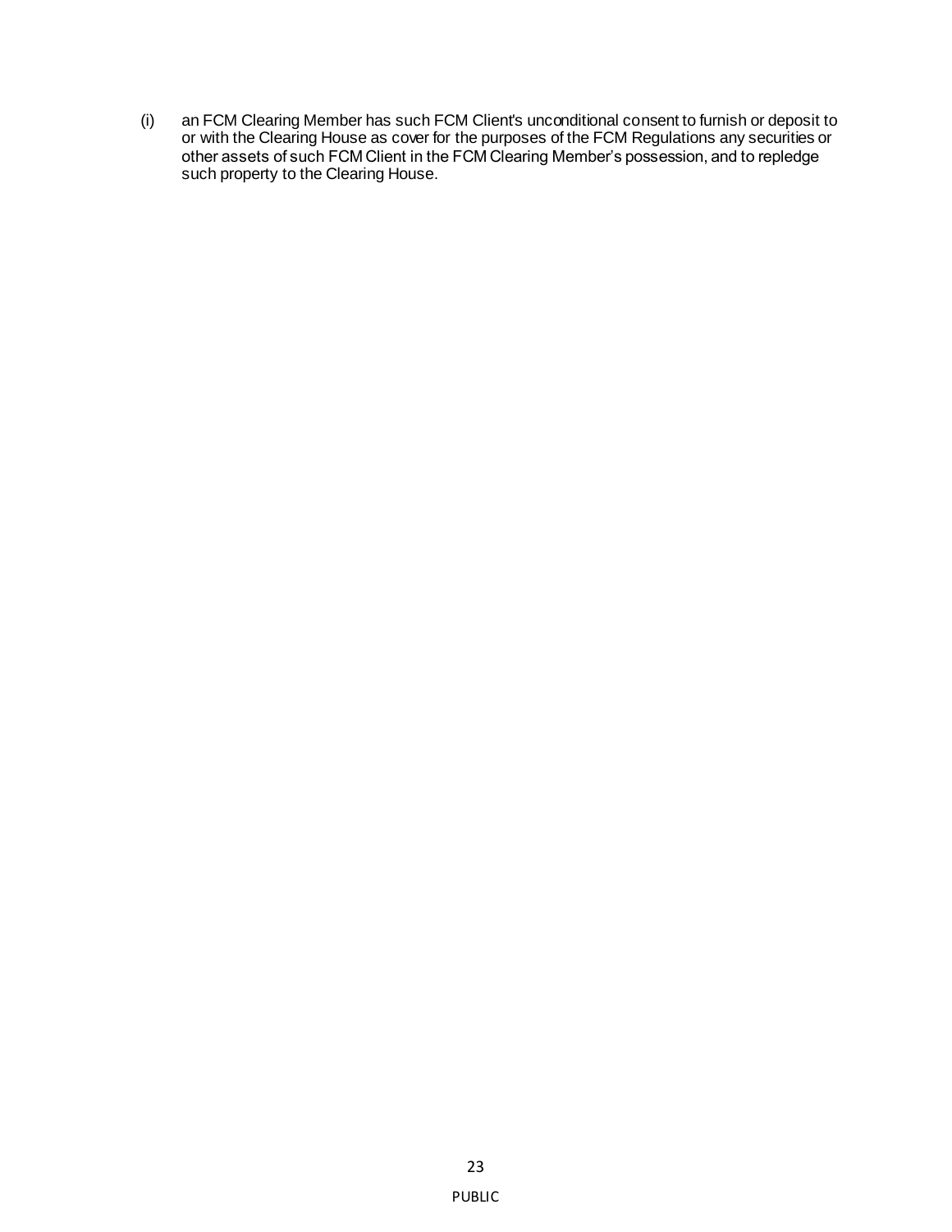(i) an FCM Clearing Member has such FCM Client's unconditional consent to furnish or deposit to or with the Clearing House as cover for the purposes of the FCM Regulations any securities or other assets of such FCM Client in the FCM Clearing Member's possession, and to repledge such property to the Clearing House.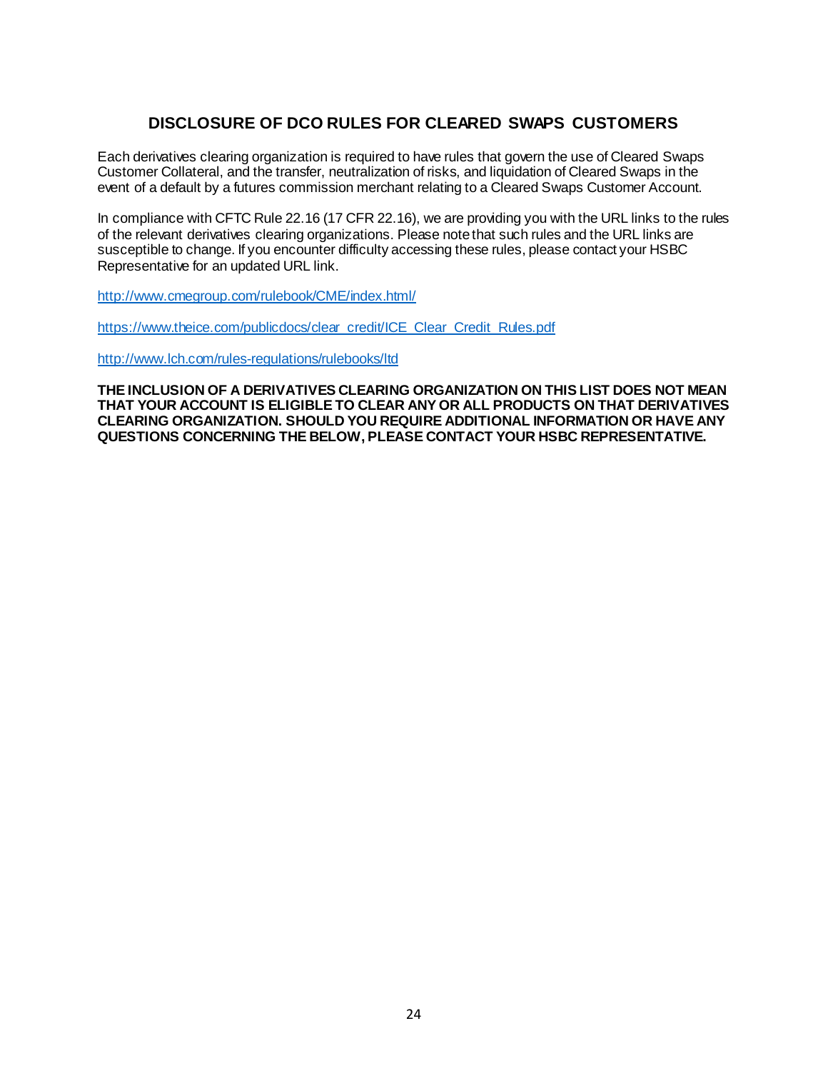## DISCLOSURE OF DCO RULES FOR CLEARED SWAPS CUSTOMERS

Each derivatives clearing organization is required to have rules that govern the use of Cleared Swaps Customer Collateral, and the transfer, neutralization of risks, and liquidation of Cleared Swaps in the event of a default by a futures commission merchant relating to a Cleared Swaps Customer Account.

In compliance with CFTC Rule 22.16 (17 CFR 22.16), we are providing you with the URL links to the rules of the relevant derivatives clearing organizations. Please note that such rules and the URL links are susceptible to change. If you encounter difficulty accessing these rules, please contact your HSBC Representative for an updated URL link.

http://www.cmegroup.com/rulebook/CME/index.html/

https://www.theice.com/publicdocs/clear_credit/ICE_Clear_Credit_Rules.pdf

http://www.lch.com/rules-regulations/rulebooks/ltd

**THE INCLUSION OF A DERIVATIVES CLEARING ORGANIZATION ON THIS LIST DOES NOT MEAN THAT YOUR ACCOUNT IS ELIGIBLE TO CLEAR ANY OR ALL PRODUCTS ON THAT DERIVATIVES CLEARING ORGANIZATION. SHOULD YOU REQUIRE ADDITIONAL INFORMATION OR HAVE ANY QUESTIONS CONCERNING THE BELOW, PLEASE CONTACT YOUR HSBC REPRESENTATIVE.**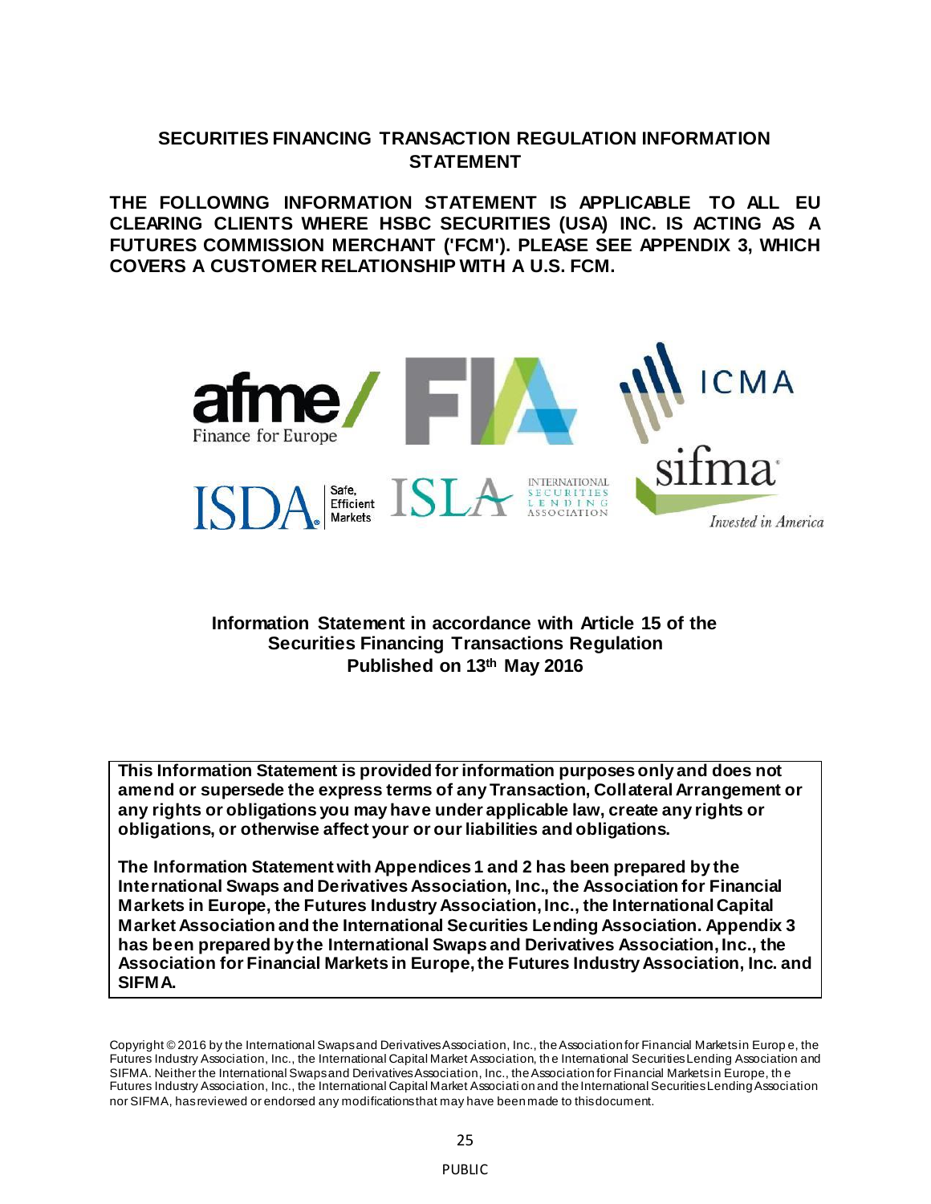# SECURITIES FINANCING TRANSACTION REGULATION INFORMATION STATEMENT

**THE FOLLOWING INFORMATION STATEMENT IS APPLICABLE TO ALL EU CLEARING CLIENTS WHERE HSBC SECURITIES (USA) INC. IS ACTING AS A FUTURES COMMISSION MERCHANT ('FCM'). PLEASE SEE APPENDIX 3, WHICH COVERS A CUSTOMER RELATIONSHIP WITH A U.S. FCM.**

**Information Statement in accordance with Article 15 of the Securities Financing Transactions Regulation**
**Published on 13th May 2016**

**This Information Statement is provided for information purposes only and does not amend or supersede the express terms of any Transaction, Collateral Arrangement or any rights or obligations you may have under applicable law, create any rights or obligations, or otherwise affect your or our liabilities and obligations.**

**The Information Statement with Appendices 1 and 2 has been prepared by the International Swaps and Derivatives Association, Inc., the Association for Financial Markets in Europe, the Futures Industry Association, Inc., the International Capital Market Association and the International Securities Lending Association. Appendix 3 has been prepared by the International Swaps and Derivatives Association, Inc., the Association for Financial Markets in Europe, the Futures Industry Association, Inc. and SIFMA.**

Copyright © 2016 by the International Swaps and Derivatives Association, Inc., the Association for Financial Markets in Europe, the Futures Industry Association, Inc., the International Capital Market Association, the International Securities Lending Association and SIFMA. Neither the International Swaps and Derivatives Association, Inc., the Association for Financial Markets in Europe, the Futures Industry Association, Inc., the International Capital Market Association and the International Securities Lending Association nor SIFMA, has reviewed or endorsed any modifications that may have been made to this document.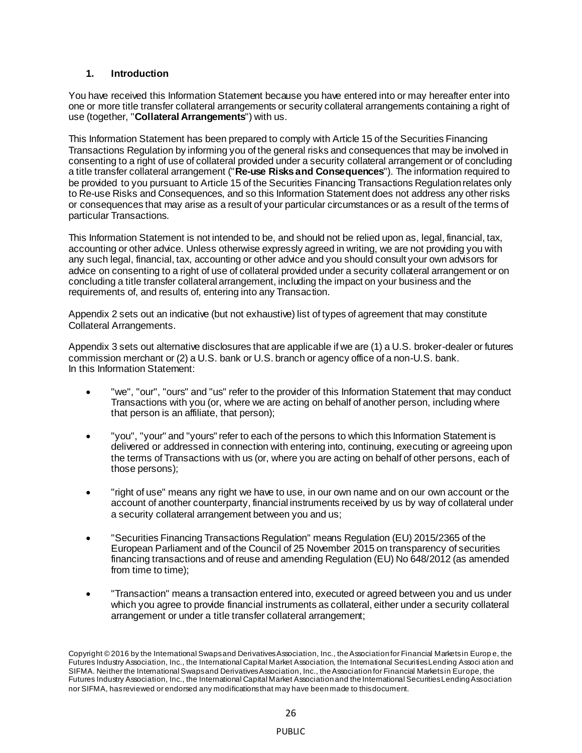## 1. Introduction

You have received this Information Statement because you have entered into or may hereafter enter into one or more title transfer collateral arrangements or security collateral arrangements containing a right of use (together, "**Collateral Arrangements**") with us.

This Information Statement has been prepared to comply with Article 15 of the Securities Financing Transactions Regulation by informing you of the general risks and consequences that may be involved in consenting to a right of use of collateral provided under a security collateral arrangement or of concluding a title transfer collateral arrangement ("**Re-use Risks and Consequences**"). The information required to be provided to you pursuant to Article 15 of the Securities Financing Transactions Regulation relates only to Re-use Risks and Consequences, and so this Information Statement does not address any other risks or consequences that may arise as a result of your particular circumstances or as a result of the terms of particular Transactions.

This Information Statement is not intended to be, and should not be relied upon as, legal, financial, tax, accounting or other advice. Unless otherwise expressly agreed in writing, we are not providing you with any such legal, financial, tax, accounting or other advice and you should consult your own advisors for advice on consenting to a right of use of collateral provided under a security collateral arrangement or on concluding a title transfer collateral arrangement, including the impact on your business and the requirements of, and results of, entering into any Transaction.

Appendix 2 sets out an indicative (but not exhaustive) list of types of agreement that may constitute Collateral Arrangements.

Appendix 3 sets out alternative disclosures that are applicable if we are (1) a U.S. broker-dealer or futures commission merchant or (2) a U.S. bank or U.S. branch or agency office of a non-U.S. bank.
In this Information Statement:

- "we", "our", "ours" and "us" refer to the provider of this Information Statement that may conduct Transactions with you (or, where we are acting on behalf of another person, including where that person is an affiliate, that person);

- "you", "your" and "yours" refer to each of the persons to which this Information Statement is delivered or addressed in connection with entering into, continuing, executing or agreeing upon the terms of Transactions with us (or, where you are acting on behalf of other persons, each of those persons);

- "right of use" means any right we have to use, in our own name and on our own account or the account of another counterparty, financial instruments received by us by way of collateral under a security collateral arrangement between you and us;

- "Securities Financing Transactions Regulation" means Regulation (EU) 2015/2365 of the European Parliament and of the Council of 25 November 2015 on transparency of securities financing transactions and of reuse and amending Regulation (EU) No 648/2012 (as amended from time to time);

- "Transaction" means a transaction entered into, executed or agreed between you and us under which you agree to provide financial instruments as collateral, either under a security collateral arrangement or under a title transfer collateral arrangement;

Copyright © 2016 by the International Swaps and Derivatives Association, Inc., the Association for Financial Markets in Europe, the Futures Industry Association, Inc., the International Capital Market Association, the International Securities Lending Association and SIFMA. Neither the International Swaps and Derivatives Association, Inc., the Association for Financial Markets in Europe, the Futures Industry Association, Inc., the International Capital Market Association and the International Securities Lending Association nor SIFMA, has reviewed or endorsed any modifications that may have been made to this document.

PUBLIC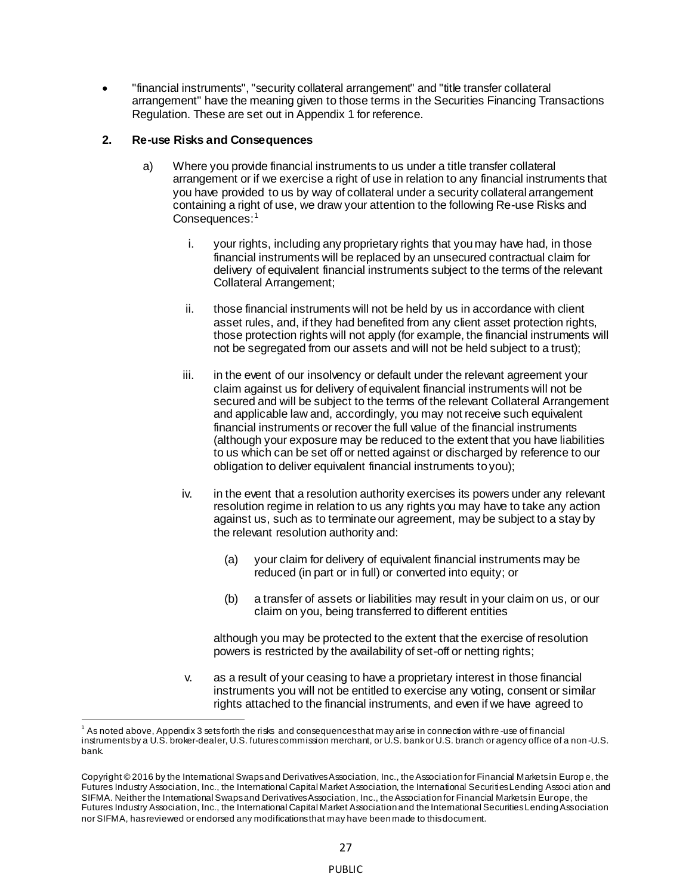- "financial instruments", "security collateral arrangement" and "title transfer collateral arrangement" have the meaning given to those terms in the Securities Financing Transactions Regulation. These are set out in Appendix 1 for reference.

## 2. Re-use Risks and Consequences

a) Where you provide financial instruments to us under a title transfer collateral arrangement or if we exercise a right of use in relation to any financial instruments that you have provided to us by way of collateral under a security collateral arrangement containing a right of use, we draw your attention to the following Re-use Risks and Consequences:[1]

   i. your rights, including any proprietary rights that you may have had, in those financial instruments will be replaced by an unsecured contractual claim for delivery of equivalent financial instruments subject to the terms of the relevant Collateral Arrangement;

   ii. those financial instruments will not be held by us in accordance with client asset rules, and, if they had benefited from any client asset protection rights, those protection rights will not apply (for example, the financial instruments will not be segregated from our assets and will not be held subject to a trust);

   iii. in the event of our insolvency or default under the relevant agreement your claim against us for delivery of equivalent financial instruments will not be secured and will be subject to the terms of the relevant Collateral Arrangement and applicable law and, accordingly, you may not receive such equivalent financial instruments or recover the full value of the financial instruments (although your exposure may be reduced to the extent that you have liabilities to us which can be set off or netted against or discharged by reference to our obligation to deliver equivalent financial instruments to you);

   iv. in the event that a resolution authority exercises its powers under any relevant resolution regime in relation to us any rights you may have to take any action against us, such as to terminate our agreement, may be subject to a stay by the relevant resolution authority and:

      (a) your claim for delivery of equivalent financial instruments may be reduced (in part or in full) or converted into equity; or

      (b) a transfer of assets or liabilities may result in your claim on us, or our claim on you, being transferred to different entities

   although you may be protected to the extent that the exercise of resolution powers is restricted by the availability of set-off or netting rights;

   v. as a result of your ceasing to have a proprietary interest in those financial instruments you will not be entitled to exercise any voting, consent or similar rights attached to the financial instruments, and even if we have agreed to

[1] As noted above, Appendix 3 sets forth the risks and consequences that may arise in connection with re-use of financial instruments by a U.S. broker-dealer, U.S. futures commission merchant, or U.S. bank or U.S. branch or agency office of a non-U.S. bank.

Copyright © 2016 by the International Swaps and Derivatives Association, Inc., the Association for Financial Markets in Europe, the Futures Industry Association, Inc., the International Capital Market Association, the International Securities Lending Association and SIFMA. Neither the International Swaps and Derivatives Association, Inc., the Association for Financial Markets in Europe, the Futures Industry Association, Inc., the International Capital Market Association and the International Securities Lending Association nor SIFMA, has reviewed or endorsed any modifications that may have been made to this document.

PUBLIC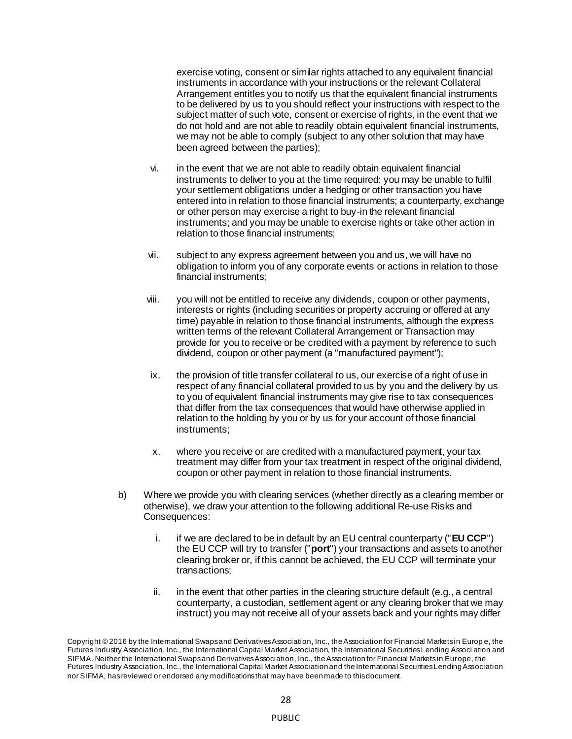exercise voting, consent or similar rights attached to any equivalent financial instruments in accordance with your instructions or the relevant Collateral Arrangement entitles you to notify us that the equivalent financial instruments to be delivered by us to you should reflect your instructions with respect to the subject matter of such vote, consent or exercise of rights, in the event that we do not hold and are not able to readily obtain equivalent financial instruments, we may not be able to comply (subject to any other solution that may have been agreed between the parties);

vi. in the event that we are not able to readily obtain equivalent financial instruments to deliver to you at the time required: you may be unable to fulfil your settlement obligations under a hedging or other transaction you have entered into in relation to those financial instruments; a counterparty, exchange or other person may exercise a right to buy-in the relevant financial instruments; and you may be unable to exercise rights or take other action in relation to those financial instruments;

vii. subject to any express agreement between you and us, we will have no obligation to inform you of any corporate events or actions in relation to those financial instruments;

viii. you will not be entitled to receive any dividends, coupon or other payments, interests or rights (including securities or property accruing or offered at any time) payable in relation to those financial instruments, although the express written terms of the relevant Collateral Arrangement or Transaction may provide for you to receive or be credited with a payment by reference to such dividend, coupon or other payment (a "manufactured payment");

ix. the provision of title transfer collateral to us, our exercise of a right of use in respect of any financial collateral provided to us by you and the delivery by us to you of equivalent financial instruments may give rise to tax consequences that differ from the tax consequences that would have otherwise applied in relation to the holding by you or by us for your account of those financial instruments;

x. where you receive or are credited with a manufactured payment, your tax treatment may differ from your tax treatment in respect of the original dividend, coupon or other payment in relation to those financial instruments.

b) Where we provide you with clearing services (whether directly as a clearing member or otherwise), we draw your attention to the following additional Re-use Risks and Consequences:

i. if we are declared to be in default by an EU central counterparty ("**EU CCP**") the EU CCP will try to transfer ("**port**") your transactions and assets to another clearing broker or, if this cannot be achieved, the EU CCP will terminate your transactions;

ii. in the event that other parties in the clearing structure default (e.g., a central counterparty, a custodian, settlement agent or any clearing broker that we may instruct) you may not receive all of your assets back and your rights may differ

Copyright © 2016 by the International Swaps and Derivatives Association, Inc., the Association for Financial Markets in Europe, the Futures Industry Association, Inc., the International Capital Market Association, the International Securities Lending Association and SIFMA. Neither the International Swaps and Derivatives Association, Inc., the Association for Financial Markets in Europe, the Futures Industry Association, Inc., the International Capital Market Association and the International Securities Lending Association nor SIFMA, has reviewed or endorsed any modifications that may have been made to this document.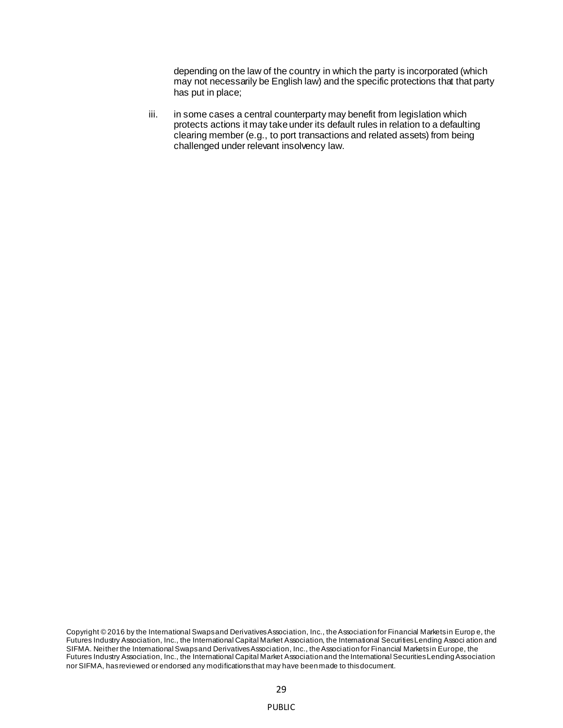depending on the law of the country in which the party is incorporated (which may not necessarily be English law) and the specific protections that that party has put in place;

iii. in some cases a central counterparty may benefit from legislation which protects actions it may take under its default rules in relation to a defaulting clearing member (e.g., to port transactions and related assets) from being challenged under relevant insolvency law.

Copyright © 2016 by the International Swaps and Derivatives Association, Inc., the Association for Financial Markets in Europe, the Futures Industry Association, Inc., the International Capital Market Association, the International Securities Lending Association and SIFMA. Neither the International Swaps and Derivatives Association, Inc., the Association for Financial Markets in Europe, the Futures Industry Association, Inc., the International Capital Market Association and the International Securities Lending Association nor SIFMA, has reviewed or endorsed any modifications that may have been made to this document.

PUBLIC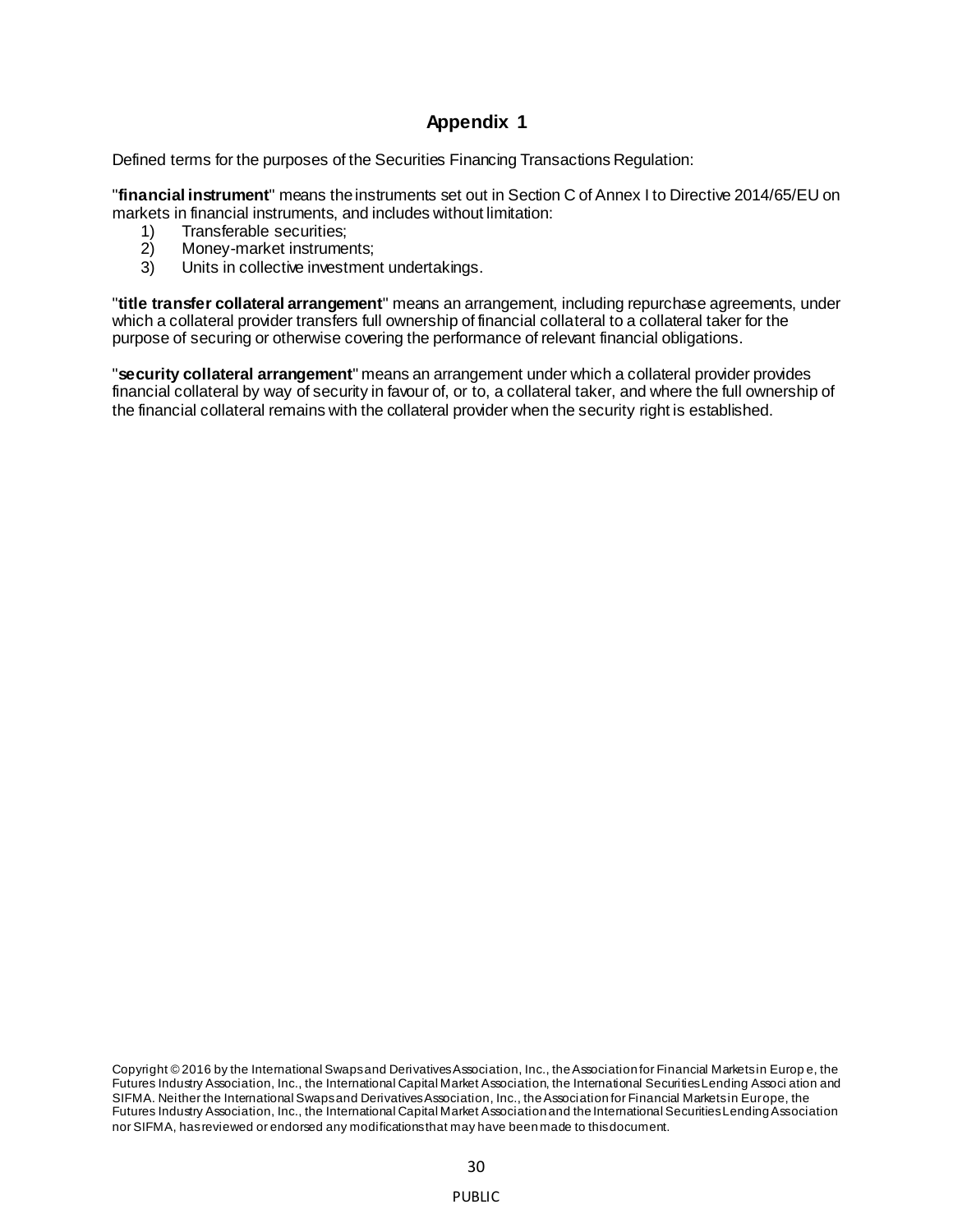## Appendix 1

Defined terms for the purposes of the Securities Financing Transactions Regulation:

"**financial instrument**" means the instruments set out in Section C of Annex I to Directive 2014/65/EU on markets in financial instruments, and includes without limitation:

1) Transferable securities;
2) Money-market instruments;
3) Units in collective investment undertakings.

"**title transfer collateral arrangement**" means an arrangement, including repurchase agreements, under which a collateral provider transfers full ownership of financial collateral to a collateral taker for the purpose of securing or otherwise covering the performance of relevant financial obligations.

"**security collateral arrangement**" means an arrangement under which a collateral provider provides financial collateral by way of security in favour of, or to, a collateral taker, and where the full ownership of the financial collateral remains with the collateral provider when the security right is established.

Copyright © 2016 by the International Swaps and Derivatives Association, Inc., the Association for Financial Markets in Europe, the Futures Industry Association, Inc., the International Capital Market Association, the International Securities Lending Association and SIFMA. Neither the International Swaps and Derivatives Association, Inc., the Association for Financial Markets in Europe, the Futures Industry Association, Inc., the International Capital Market Association and the International Securities Lending Association nor SIFMA, has reviewed or endorsed any modifications that may have been made to this document.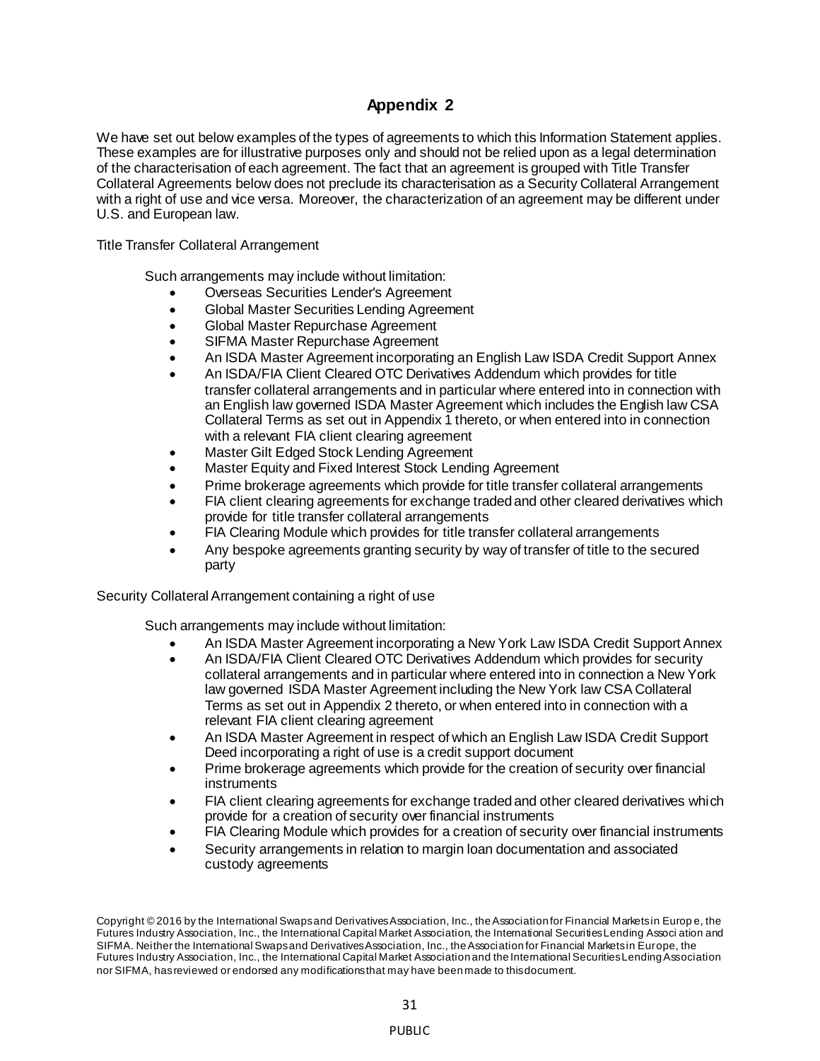## Appendix 2

We have set out below examples of the types of agreements to which this Information Statement applies. These examples are for illustrative purposes only and should not be relied upon as a legal determination of the characterisation of each agreement. The fact that an agreement is grouped with Title Transfer Collateral Agreements below does not preclude its characterisation as a Security Collateral Arrangement with a right of use and vice versa. Moreover, the characterization of an agreement may be different under U.S. and European law.

Title Transfer Collateral Arrangement

Such arrangements may include without limitation:

- Overseas Securities Lender's Agreement
- Global Master Securities Lending Agreement
- Global Master Repurchase Agreement
- SIFMA Master Repurchase Agreement
- An ISDA Master Agreement incorporating an English Law ISDA Credit Support Annex
- An ISDA/FIA Client Cleared OTC Derivatives Addendum which provides for title transfer collateral arrangements and in particular where entered into in connection with an English law governed ISDA Master Agreement which includes the English law CSA Collateral Terms as set out in Appendix 1 thereto, or when entered into in connection with a relevant FIA client clearing agreement
- Master Gilt Edged Stock Lending Agreement
- Master Equity and Fixed Interest Stock Lending Agreement
- Prime brokerage agreements which provide for title transfer collateral arrangements
- FIA client clearing agreements for exchange traded and other cleared derivatives which provide for title transfer collateral arrangements
- FIA Clearing Module which provides for title transfer collateral arrangements
- Any bespoke agreements granting security by way of transfer of title to the secured party

Security Collateral Arrangement containing a right of use

Such arrangements may include without limitation:

- An ISDA Master Agreement incorporating a New York Law ISDA Credit Support Annex
- An ISDA/FIA Client Cleared OTC Derivatives Addendum which provides for security collateral arrangements and in particular where entered into in connection a New York law governed ISDA Master Agreement including the New York law CSA Collateral Terms as set out in Appendix 2 thereto, or when entered into in connection with a relevant FIA client clearing agreement
- An ISDA Master Agreement in respect of which an English Law ISDA Credit Support Deed incorporating a right of use is a credit support document
- Prime brokerage agreements which provide for the creation of security over financial instruments
- FIA client clearing agreements for exchange traded and other cleared derivatives which provide for a creation of security over financial instruments
- FIA Clearing Module which provides for a creation of security over financial instruments
- Security arrangements in relation to margin loan documentation and associated custody agreements

Copyright © 2016 by the International Swaps and Derivatives Association, Inc., the Association for Financial Markets in Europe, the Futures Industry Association, Inc., the International Capital Market Association, the International Securities Lending Association and SIFMA. Neither the International Swaps and Derivatives Association, Inc., the Association for Financial Markets in Europe, the Futures Industry Association, Inc., the International Capital Market Association and the International Securities Lending Association nor SIFMA, has reviewed or endorsed any modifications that may have been made to this document.

PUBLIC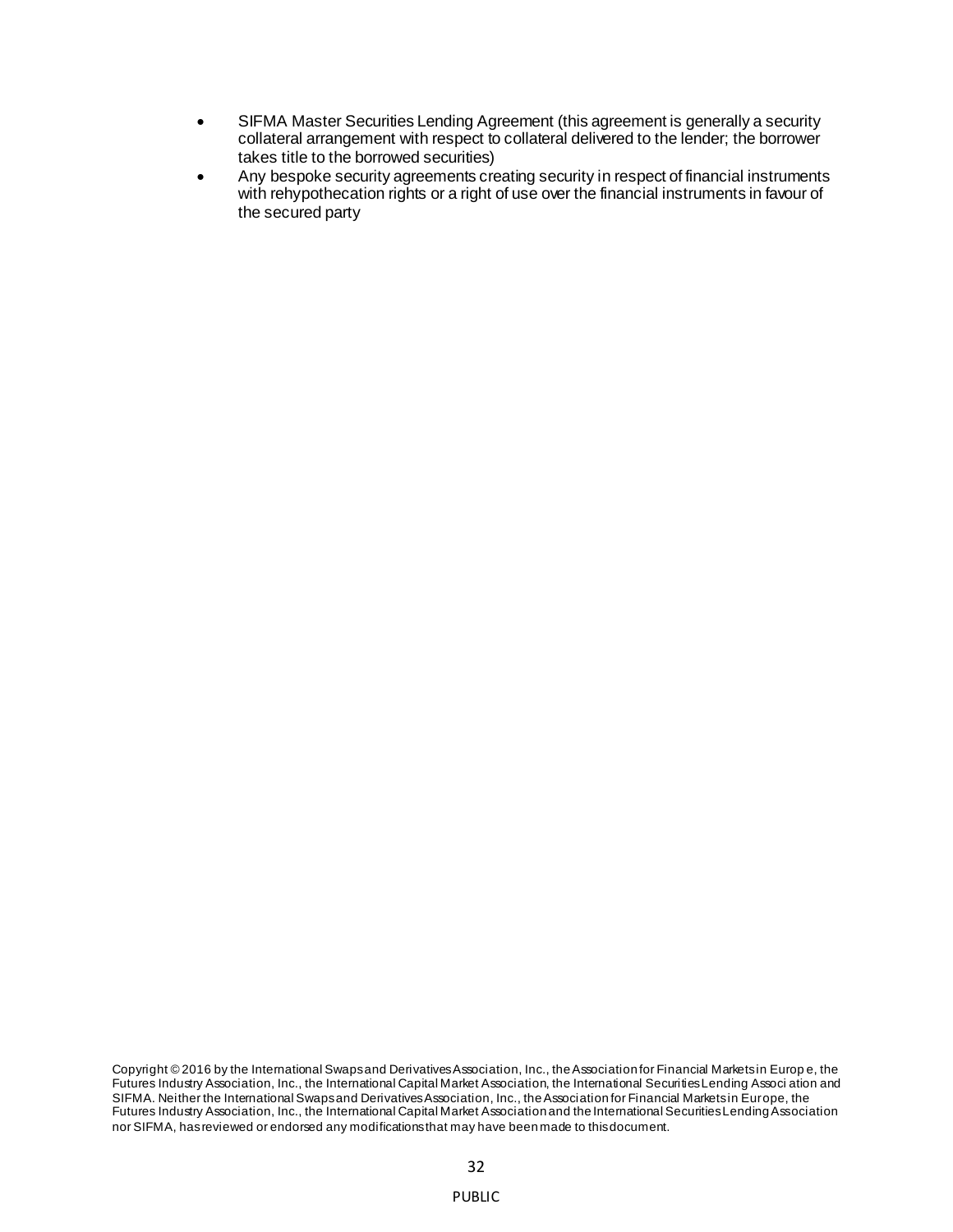- SIFMA Master Securities Lending Agreement (this agreement is generally a security collateral arrangement with respect to collateral delivered to the lender; the borrower takes title to the borrowed securities)
- Any bespoke security agreements creating security in respect of financial instruments with rehypothecation rights or a right of use over the financial instruments in favour of the secured party

Copyright © 2016 by the International Swaps and Derivatives Association, Inc., the Association for Financial Markets in Europe, the Futures Industry Association, Inc., the International Capital Market Association, the International Securities Lending Association and SIFMA. Neither the International Swaps and Derivatives Association, Inc., the Association for Financial Markets in Europe, the Futures Industry Association, Inc., the International Capital Market Association and the International Securities Lending Association nor SIFMA, has reviewed or endorsed any modifications that may have been made to this document.

PUBLIC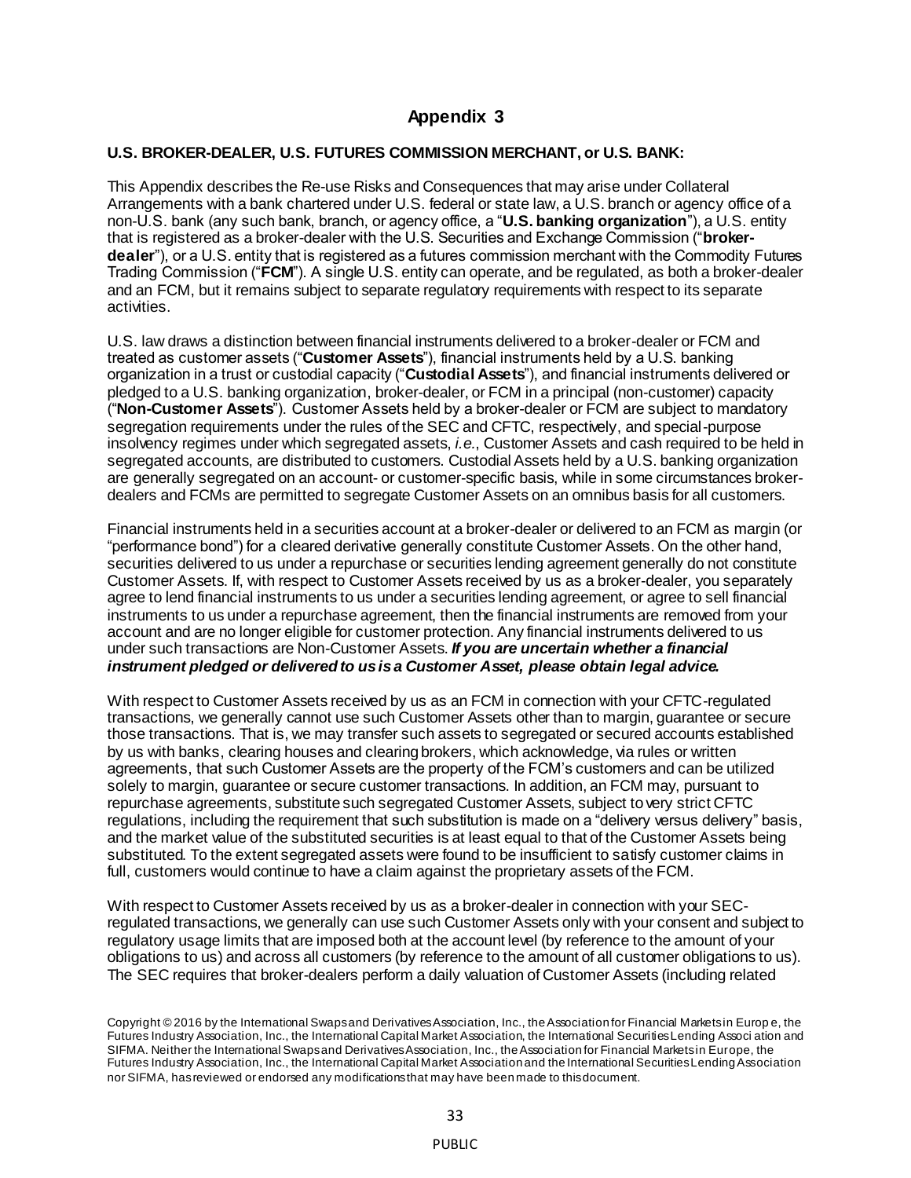# Appendix 3

**U.S. BROKER-DEALER, U.S. FUTURES COMMISSION MERCHANT, or U.S. BANK:**

This Appendix describes the Re-use Risks and Consequences that may arise under Collateral Arrangements with a bank chartered under U.S. federal or state law, a U.S. branch or agency office of a non-U.S. bank (any such bank, branch, or agency office, a "**U.S. banking organization**"), a U.S. entity that is registered as a broker-dealer with the U.S. Securities and Exchange Commission ("**broker-dealer**"), or a U.S. entity that is registered as a futures commission merchant with the Commodity Futures Trading Commission ("**FCM**"). A single U.S. entity can operate, and be regulated, as both a broker-dealer and an FCM, but it remains subject to separate regulatory requirements with respect to its separate activities.

U.S. law draws a distinction between financial instruments delivered to a broker-dealer or FCM and treated as customer assets ("**Customer Assets**"), financial instruments held by a U.S. banking organization in a trust or custodial capacity ("**Custodial Assets**"), and financial instruments delivered or pledged to a U.S. banking organization, broker-dealer, or FCM in a principal (non-customer) capacity ("**Non-Customer Assets**"). Customer Assets held by a broker-dealer or FCM are subject to mandatory segregation requirements under the rules of the SEC and CFTC, respectively, and special-purpose insolvency regimes under which segregated assets, *i.e.*, Customer Assets and cash required to be held in segregated accounts, are distributed to customers. Custodial Assets held by a U.S. banking organization are generally segregated on an account- or customer-specific basis, while in some circumstances broker-dealers and FCMs are permitted to segregate Customer Assets on an omnibus basis for all customers.

Financial instruments held in a securities account at a broker-dealer or delivered to an FCM as margin (or "performance bond") for a cleared derivative generally constitute Customer Assets. On the other hand, securities delivered to us under a repurchase or securities lending agreement generally do not constitute Customer Assets. If, with respect to Customer Assets received by us as a broker-dealer, you separately agree to lend financial instruments to us under a securities lending agreement, or agree to sell financial instruments to us under a repurchase agreement, then the financial instruments are removed from your account and are no longer eligible for customer protection. Any financial instruments delivered to us under such transactions are Non-Customer Assets. ***If you are uncertain whether a financial instrument pledged or delivered to us is a Customer Asset, please obtain legal advice.***

With respect to Customer Assets received by us as an FCM in connection with your CFTC-regulated transactions, we generally cannot use such Customer Assets other than to margin, guarantee or secure those transactions. That is, we may transfer such assets to segregated or secured accounts established by us with banks, clearing houses and clearing brokers, which acknowledge, via rules or written agreements, that such Customer Assets are the property of the FCM's customers and can be utilized solely to margin, guarantee or secure customer transactions. In addition, an FCM may, pursuant to repurchase agreements, substitute such segregated Customer Assets, subject to very strict CFTC regulations, including the requirement that such substitution is made on a "delivery versus delivery" basis, and the market value of the substituted securities is at least equal to that of the Customer Assets being substituted. To the extent segregated assets were found to be insufficient to satisfy customer claims in full, customers would continue to have a claim against the proprietary assets of the FCM.

With respect to Customer Assets received by us as a broker-dealer in connection with your SEC-regulated transactions, we generally can use such Customer Assets only with your consent and subject to regulatory usage limits that are imposed both at the account level (by reference to the amount of your obligations to us) and across all customers (by reference to the amount of all customer obligations to us). The SEC requires that broker-dealers perform a daily valuation of Customer Assets (including related

Copyright © 2016 by the International Swaps and Derivatives Association, Inc., the Association for Financial Markets in Europe, the Futures Industry Association, Inc., the International Capital Market Association, the International Securities Lending Association and SIFMA. Neither the International Swaps and Derivatives Association, Inc., the Association for Financial Markets in Europe, the Futures Industry Association, Inc., the International Capital Market Association and the International Securities Lending Association nor SIFMA, has reviewed or endorsed any modifications that may have been made to this document.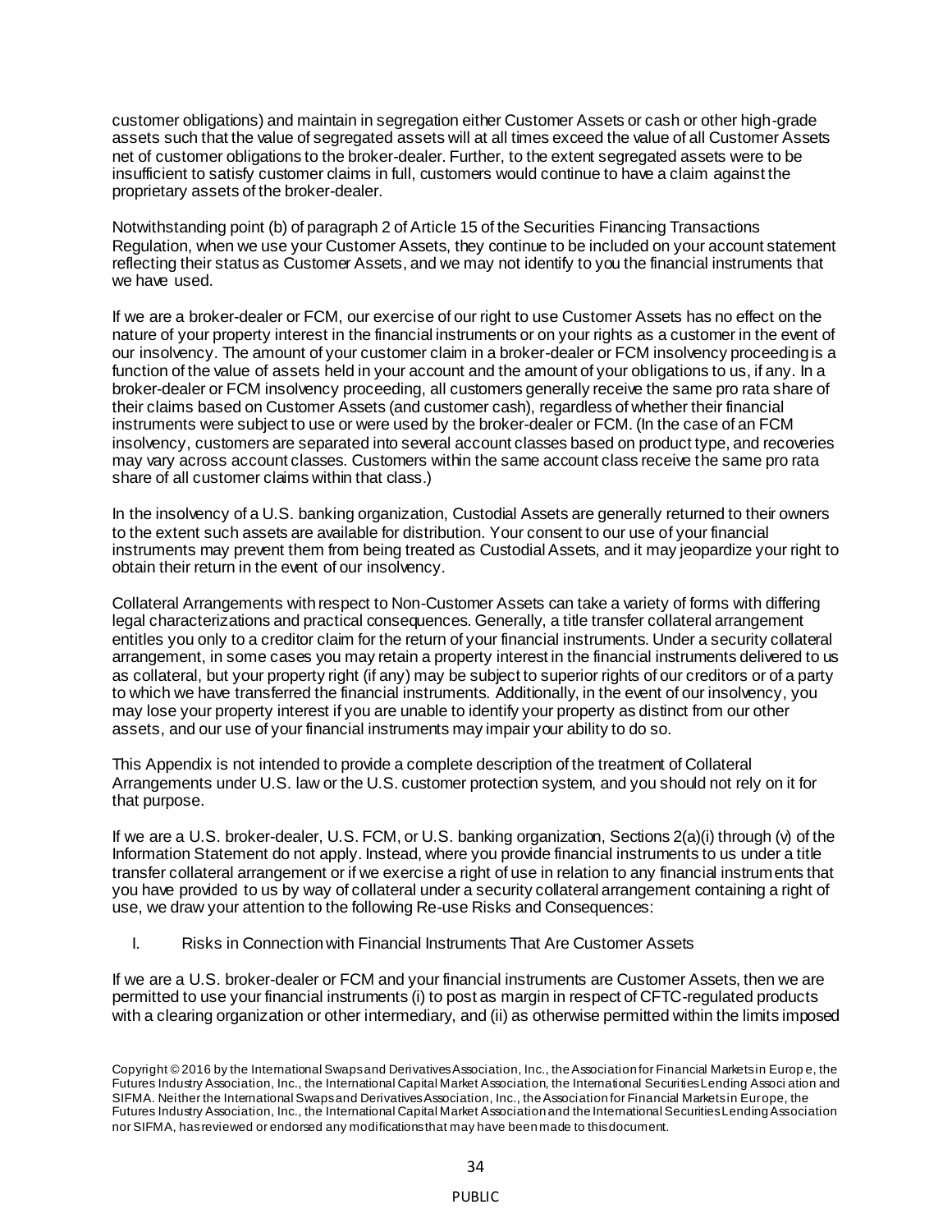customer obligations) and maintain in segregation either Customer Assets or cash or other high-grade assets such that the value of segregated assets will at all times exceed the value of all Customer Assets net of customer obligations to the broker-dealer. Further, to the extent segregated assets were to be insufficient to satisfy customer claims in full, customers would continue to have a claim against the proprietary assets of the broker-dealer.

Notwithstanding point (b) of paragraph 2 of Article 15 of the Securities Financing Transactions Regulation, when we use your Customer Assets, they continue to be included on your account statement reflecting their status as Customer Assets, and we may not identify to you the financial instruments that we have used.

If we are a broker-dealer or FCM, our exercise of our right to use Customer Assets has no effect on the nature of your property interest in the financial instruments or on your rights as a customer in the event of our insolvency. The amount of your customer claim in a broker-dealer or FCM insolvency proceeding is a function of the value of assets held in your account and the amount of your obligations to us, if any. In a broker-dealer or FCM insolvency proceeding, all customers generally receive the same pro rata share of their claims based on Customer Assets (and customer cash), regardless of whether their financial instruments were subject to use or were used by the broker-dealer or FCM. (In the case of an FCM insolvency, customers are separated into several account classes based on product type, and recoveries may vary across account classes. Customers within the same account class receive the same pro rata share of all customer claims within that class.)

In the insolvency of a U.S. banking organization, Custodial Assets are generally returned to their owners to the extent such assets are available for distribution. Your consent to our use of your financial instruments may prevent them from being treated as Custodial Assets, and it may jeopardize your right to obtain their return in the event of our insolvency.

Collateral Arrangements with respect to Non-Customer Assets can take a variety of forms with differing legal characterizations and practical consequences. Generally, a title transfer collateral arrangement entitles you only to a creditor claim for the return of your financial instruments. Under a security collateral arrangement, in some cases you may retain a property interest in the financial instruments delivered to us as collateral, but your property right (if any) may be subject to superior rights of our creditors or of a party to which we have transferred the financial instruments. Additionally, in the event of our insolvency, you may lose your property interest if you are unable to identify your property as distinct from our other assets, and our use of your financial instruments may impair your ability to do so.

This Appendix is not intended to provide a complete description of the treatment of Collateral Arrangements under U.S. law or the U.S. customer protection system, and you should not rely on it for that purpose.

If we are a U.S. broker-dealer, U.S. FCM, or U.S. banking organization, Sections 2(a)(i) through (v) of the Information Statement do not apply. Instead, where you provide financial instruments to us under a title transfer collateral arrangement or if we exercise a right of use in relation to any financial instruments that you have provided to us by way of collateral under a security collateral arrangement containing a right of use, we draw your attention to the following Re-use Risks and Consequences:

I. Risks in Connection with Financial Instruments That Are Customer Assets

If we are a U.S. broker-dealer or FCM and your financial instruments are Customer Assets, then we are permitted to use your financial instruments (i) to post as margin in respect of CFTC-regulated products with a clearing organization or other intermediary, and (ii) as otherwise permitted within the limits imposed

Copyright © 2016 by the International Swaps and Derivatives Association, Inc., the Association for Financial Markets in Europe, the Futures Industry Association, Inc., the International Capital Market Association, the International Securities Lending Association and SIFMA. Neither the International Swaps and Derivatives Association, Inc., the Association for Financial Markets in Europe, the Futures Industry Association, Inc., the International Capital Market Association and the International Securities Lending Association nor SIFMA, has reviewed or endorsed any modifications that may have been made to this document.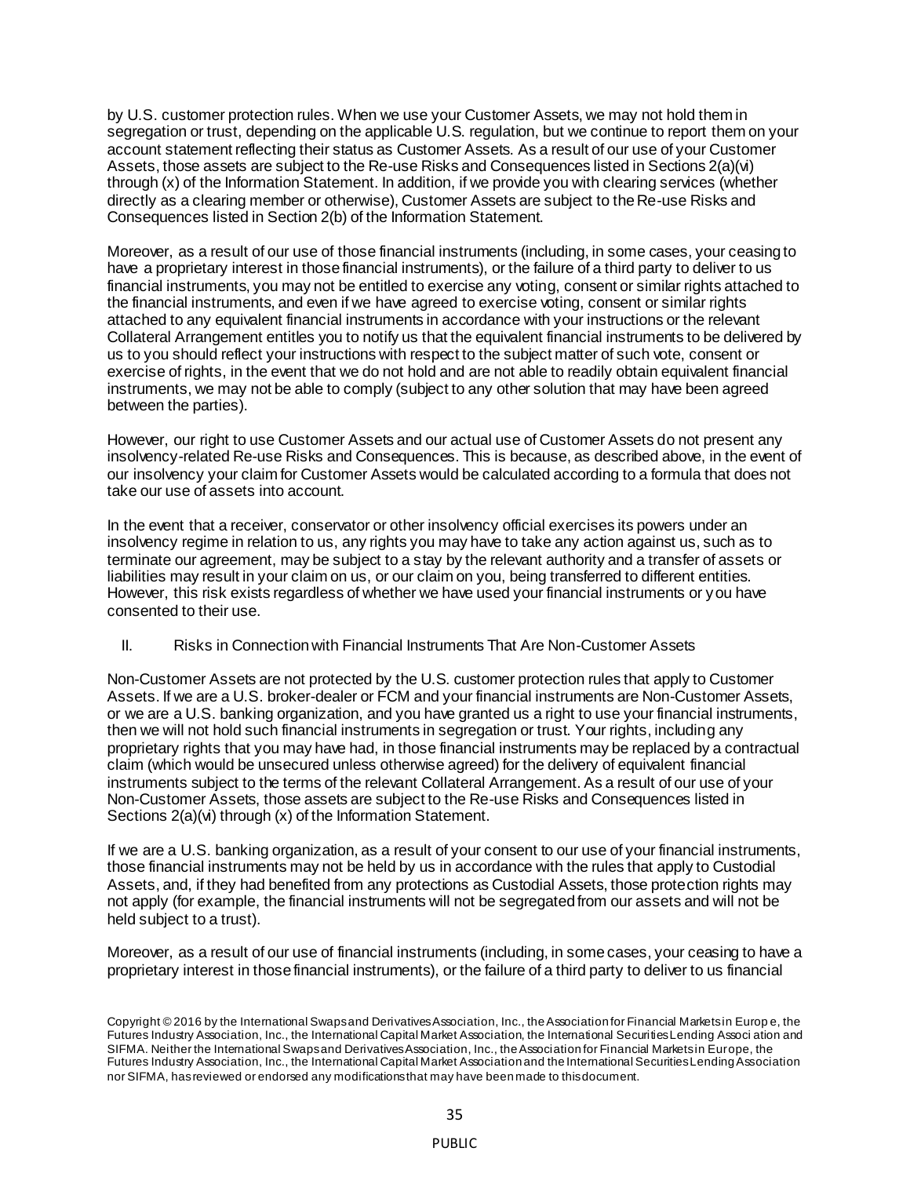by U.S. customer protection rules. When we use your Customer Assets, we may not hold them in segregation or trust, depending on the applicable U.S. regulation, but we continue to report them on your account statement reflecting their status as Customer Assets. As a result of our use of your Customer Assets, those assets are subject to the Re-use Risks and Consequences listed in Sections 2(a)(vi) through (x) of the Information Statement. In addition, if we provide you with clearing services (whether directly as a clearing member or otherwise), Customer Assets are subject to the Re-use Risks and Consequences listed in Section 2(b) of the Information Statement.

Moreover, as a result of our use of those financial instruments (including, in some cases, your ceasing to have a proprietary interest in those financial instruments), or the failure of a third party to deliver to us financial instruments, you may not be entitled to exercise any voting, consent or similar rights attached to the financial instruments, and even if we have agreed to exercise voting, consent or similar rights attached to any equivalent financial instruments in accordance with your instructions or the relevant Collateral Arrangement entitles you to notify us that the equivalent financial instruments to be delivered by us to you should reflect your instructions with respect to the subject matter of such vote, consent or exercise of rights, in the event that we do not hold and are not able to readily obtain equivalent financial instruments, we may not be able to comply (subject to any other solution that may have been agreed between the parties).

However, our right to use Customer Assets and our actual use of Customer Assets do not present any insolvency-related Re-use Risks and Consequences. This is because, as described above, in the event of our insolvency your claim for Customer Assets would be calculated according to a formula that does not take our use of assets into account.

In the event that a receiver, conservator or other insolvency official exercises its powers under an insolvency regime in relation to us, any rights you may have to take any action against us, such as to terminate our agreement, may be subject to a stay by the relevant authority and a transfer of assets or liabilities may result in your claim on us, or our claim on you, being transferred to different entities. However, this risk exists regardless of whether we have used your financial instruments or you have consented to their use.

II. Risks in Connection with Financial Instruments That Are Non-Customer Assets

Non-Customer Assets are not protected by the U.S. customer protection rules that apply to Customer Assets. If we are a U.S. broker-dealer or FCM and your financial instruments are Non-Customer Assets, or we are a U.S. banking organization, and you have granted us a right to use your financial instruments, then we will not hold such financial instruments in segregation or trust. Your rights, including any proprietary rights that you may have had, in those financial instruments may be replaced by a contractual claim (which would be unsecured unless otherwise agreed) for the delivery of equivalent financial instruments subject to the terms of the relevant Collateral Arrangement. As a result of our use of your Non-Customer Assets, those assets are subject to the Re-use Risks and Consequences listed in Sections 2(a)(vi) through (x) of the Information Statement.

If we are a U.S. banking organization, as a result of your consent to our use of your financial instruments, those financial instruments may not be held by us in accordance with the rules that apply to Custodial Assets, and, if they had benefited from any protections as Custodial Assets, those protection rights may not apply (for example, the financial instruments will not be segregated from our assets and will not be held subject to a trust).

Moreover, as a result of our use of financial instruments (including, in some cases, your ceasing to have a proprietary interest in those financial instruments), or the failure of a third party to deliver to us financial

Copyright © 2016 by the International Swaps and Derivatives Association, Inc., the Association for Financial Markets in Europe, the Futures Industry Association, Inc., the International Capital Market Association, the International Securities Lending Association and SIFMA. Neither the International Swaps and Derivatives Association, Inc., the Association for Financial Markets in Europe, the Futures Industry Association, Inc., the International Capital Market Association and the International Securities Lending Association nor SIFMA, has reviewed or endorsed any modifications that may have been made to this document.

PUBLIC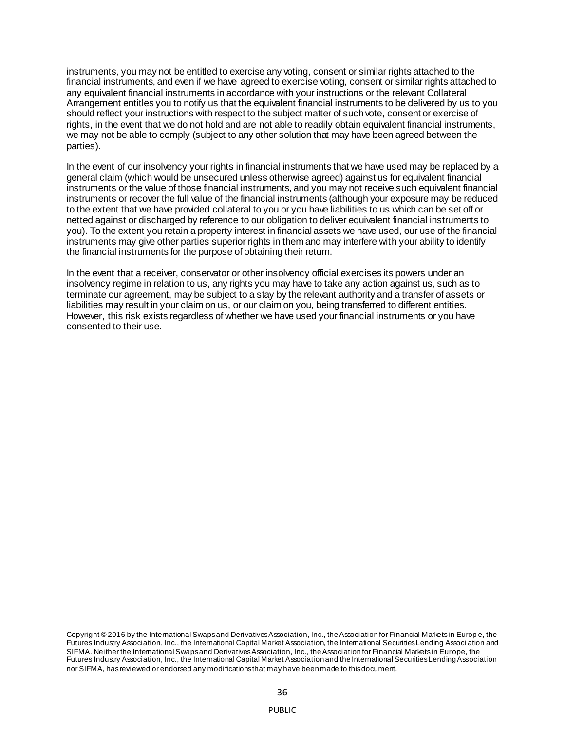instruments, you may not be entitled to exercise any voting, consent or similar rights attached to the financial instruments, and even if we have agreed to exercise voting, consent or similar rights attached to any equivalent financial instruments in accordance with your instructions or the relevant Collateral Arrangement entitles you to notify us that the equivalent financial instruments to be delivered by us to you should reflect your instructions with respect to the subject matter of such vote, consent or exercise of rights, in the event that we do not hold and are not able to readily obtain equivalent financial instruments, we may not be able to comply (subject to any other solution that may have been agreed between the parties).

In the event of our insolvency your rights in financial instruments that we have used may be replaced by a general claim (which would be unsecured unless otherwise agreed) against us for equivalent financial instruments or the value of those financial instruments, and you may not receive such equivalent financial instruments or recover the full value of the financial instruments (although your exposure may be reduced to the extent that we have provided collateral to you or you have liabilities to us which can be set off or netted against or discharged by reference to our obligation to deliver equivalent financial instruments to you). To the extent you retain a property interest in financial assets we have used, our use of the financial instruments may give other parties superior rights in them and may interfere with your ability to identify the financial instruments for the purpose of obtaining their return.

In the event that a receiver, conservator or other insolvency official exercises its powers under an insolvency regime in relation to us, any rights you may have to take any action against us, such as to terminate our agreement, may be subject to a stay by the relevant authority and a transfer of assets or liabilities may result in your claim on us, or our claim on you, being transferred to different entities. However, this risk exists regardless of whether we have used your financial instruments or you have consented to their use.

Copyright © 2016 by the International Swaps and Derivatives Association, Inc., the Association for Financial Markets in Europe, the Futures Industry Association, Inc., the International Capital Market Association, the International Securities Lending Association and SIFMA. Neither the International Swaps and Derivatives Association, Inc., the Association for Financial Markets in Europe, the Futures Industry Association, Inc., the International Capital Market Association and the International Securities Lending Association nor SIFMA, has reviewed or endorsed any modifications that may have been made to this document.

PUBLIC